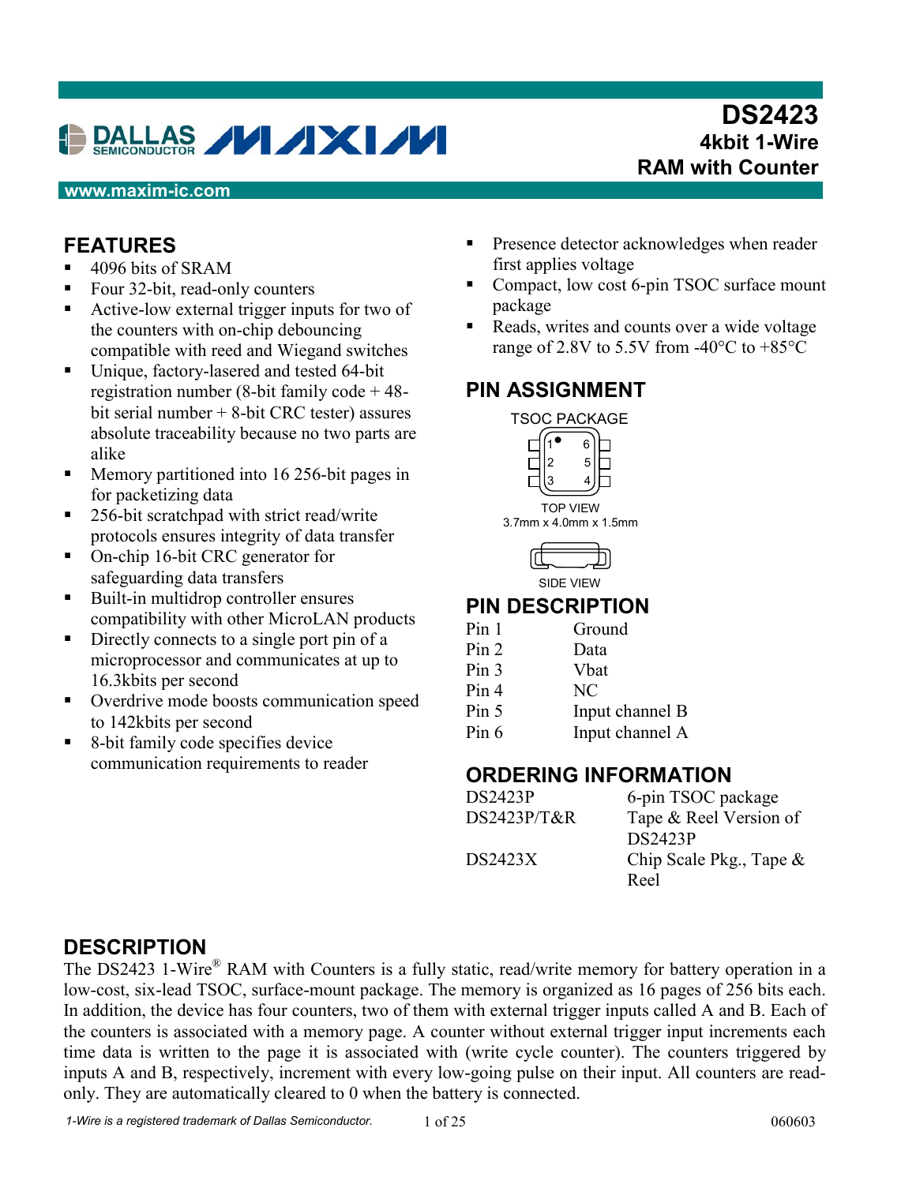# DS2423
## 4kbit 1-Wire RAM with Counter

www.maxim-ic.com

## FEATURES

- 4096 bits of SRAM
- Four 32-bit, read-only counters
- Active-low external trigger inputs for two of the counters with on-chip debouncing compatible with reed and Wiegand switches
- Unique, factory-lasered and tested 64-bit registration number (8-bit family code + 48-bit serial number + 8-bit CRC tester) assures absolute traceability because no two parts are alike
- Memory partitioned into 16 256-bit pages in for packetizing data
- 256-bit scratchpad with strict read/write protocols ensures integrity of data transfer
- On-chip 16-bit CRC generator for safeguarding data transfers
- Built-in multidrop controller ensures compatibility with other MicroLAN products
- Directly connects to a single port pin of a microprocessor and communicates at up to 16.3kbits per second
- Overdrive mode boosts communication speed to 142kbits per second
- 8-bit family code specifies device communication requirements to reader
- Presence detector acknowledges when reader first applies voltage
- Compact, low cost 6-pin TSOC surface mount package
- Reads, writes and counts over a wide voltage range of 2.8V to 5.5V from -40°C to +85°C

## PIN ASSIGNMENT

TSOC PACKAGE

TOP VIEW
3.7mm x 4.0mm x 1.5mm

SIDE VIEW

## PIN DESCRIPTION

| | |
|---|---|
| Pin 1 | Ground |
| Pin 2 | Data |
| Pin 3 | Vbat |
| Pin 4 | NC |
| Pin 5 | Input channel B |
| Pin 6 | Input channel A |

## ORDERING INFORMATION

| | |
|---|---|
| DS2423P | 6-pin TSOC package |
| DS2423P/T&R | Tape & Reel Version of DS2423P |
| DS2423X | Chip Scale Pkg., Tape & Reel |

## DESCRIPTION

The DS2423 1-Wire® RAM with Counters is a fully static, read/write memory for battery operation in a low-cost, six-lead TSOC, surface-mount package. The memory is organized as 16 pages of 256 bits each. In addition, the device has four counters, two of them with external trigger inputs called A and B. Each of the counters is associated with a memory page. A counter without external trigger input increments each time data is written to the page it is associated with (write cycle counter). The counters triggered by inputs A and B, respectively, increment with every low-going pulse on their input. All counters are read-only. They are automatically cleared to 0 when the battery is connected.

*1-Wire is a registered trademark of Dallas Semiconductor.*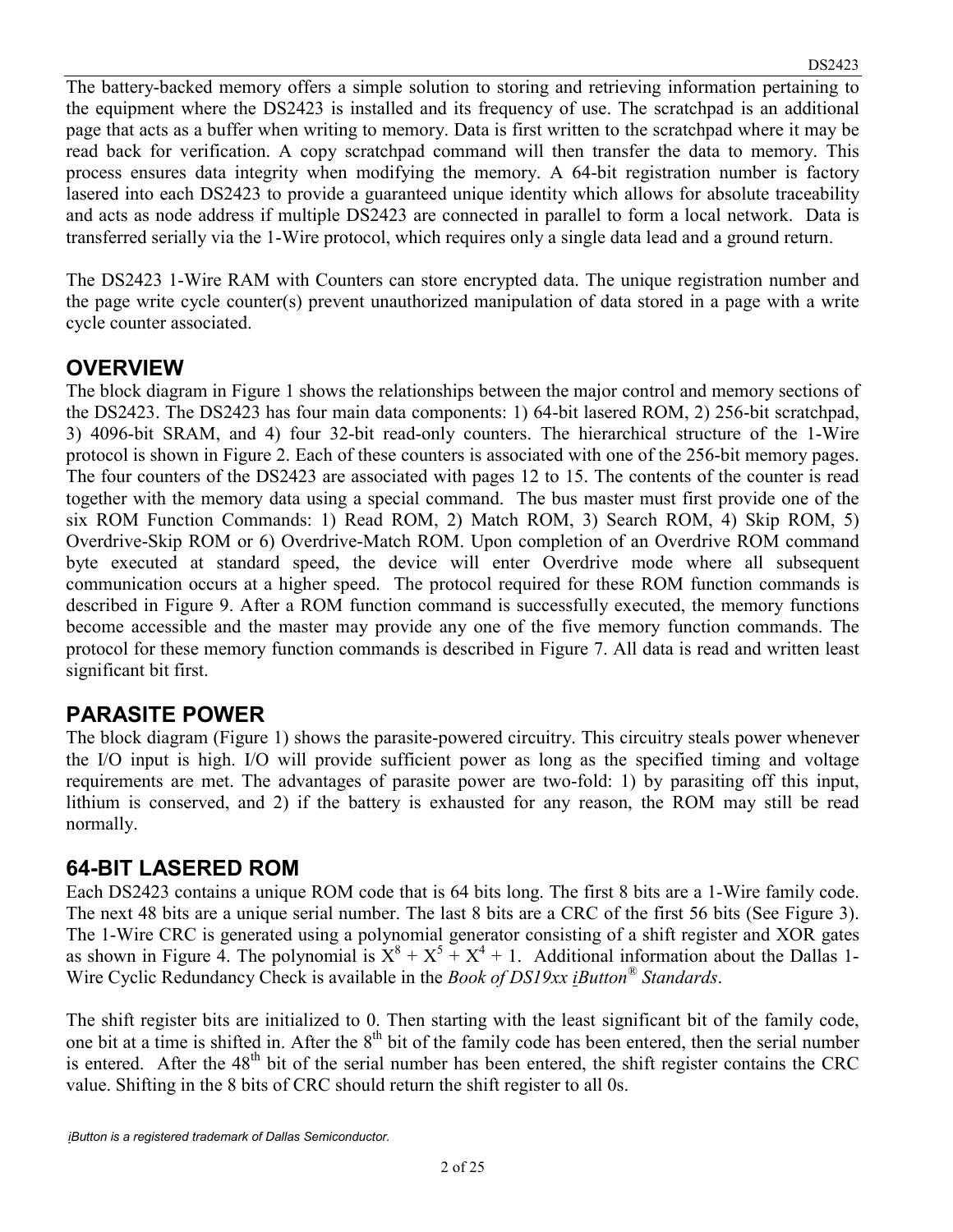The battery-backed memory offers a simple solution to storing and retrieving information pertaining to the equipment where the DS2423 is installed and its frequency of use. The scratchpad is an additional page that acts as a buffer when writing to memory. Data is first written to the scratchpad where it may be read back for verification. A copy scratchpad command will then transfer the data to memory. This process ensures data integrity when modifying the memory. A 64-bit registration number is factory lasered into each DS2423 to provide a guaranteed unique identity which allows for absolute traceability and acts as node address if multiple DS2423 are connected in parallel to form a local network. Data is transferred serially via the 1-Wire protocol, which requires only a single data lead and a ground return.

The DS2423 1-Wire RAM with Counters can store encrypted data. The unique registration number and the page write cycle counter(s) prevent unauthorized manipulation of data stored in a page with a write cycle counter associated.

## OVERVIEW

The block diagram in Figure 1 shows the relationships between the major control and memory sections of the DS2423. The DS2423 has four main data components: 1) 64-bit lasered ROM, 2) 256-bit scratchpad, 3) 4096-bit SRAM, and 4) four 32-bit read-only counters. The hierarchical structure of the 1-Wire protocol is shown in Figure 2. Each of these counters is associated with one of the 256-bit memory pages. The four counters of the DS2423 are associated with pages 12 to 15. The contents of the counter is read together with the memory data using a special command. The bus master must first provide one of the six ROM Function Commands: 1) Read ROM, 2) Match ROM, 3) Search ROM, 4) Skip ROM, 5) Overdrive-Skip ROM or 6) Overdrive-Match ROM. Upon completion of an Overdrive ROM command byte executed at standard speed, the device will enter Overdrive mode where all subsequent communication occurs at a higher speed. The protocol required for these ROM function commands is described in Figure 9. After a ROM function command is successfully executed, the memory functions become accessible and the master may provide any one of the five memory function commands. The protocol for these memory function commands is described in Figure 7. All data is read and written least significant bit first.

## PARASITE POWER

The block diagram (Figure 1) shows the parasite-powered circuitry. This circuitry steals power whenever the I/O input is high. I/O will provide sufficient power as long as the specified timing and voltage requirements are met. The advantages of parasite power are two-fold: 1) by parasiting off this input, lithium is conserved, and 2) if the battery is exhausted for any reason, the ROM may still be read normally.

## 64-BIT LASERED ROM

Each DS2423 contains a unique ROM code that is 64 bits long. The first 8 bits are a 1-Wire family code. The next 48 bits are a unique serial number. The last 8 bits are a CRC of the first 56 bits (See Figure 3). The 1-Wire CRC is generated using a polynomial generator consisting of a shift register and XOR gates as shown in Figure 4. The polynomial is $X^8 + X^5 + X^4 + 1$. Additional information about the Dallas 1-Wire Cyclic Redundancy Check is available in the *Book of DS19xx iButton® Standards*.

The shift register bits are initialized to 0. Then starting with the least significant bit of the family code, one bit at a time is shifted in. After the 8th bit of the family code has been entered, then the serial number is entered. After the 48th bit of the serial number has been entered, the shift register contains the CRC value. Shifting in the 8 bits of CRC should return the shift register to all 0s.

*iButton is a registered trademark of Dallas Semiconductor.*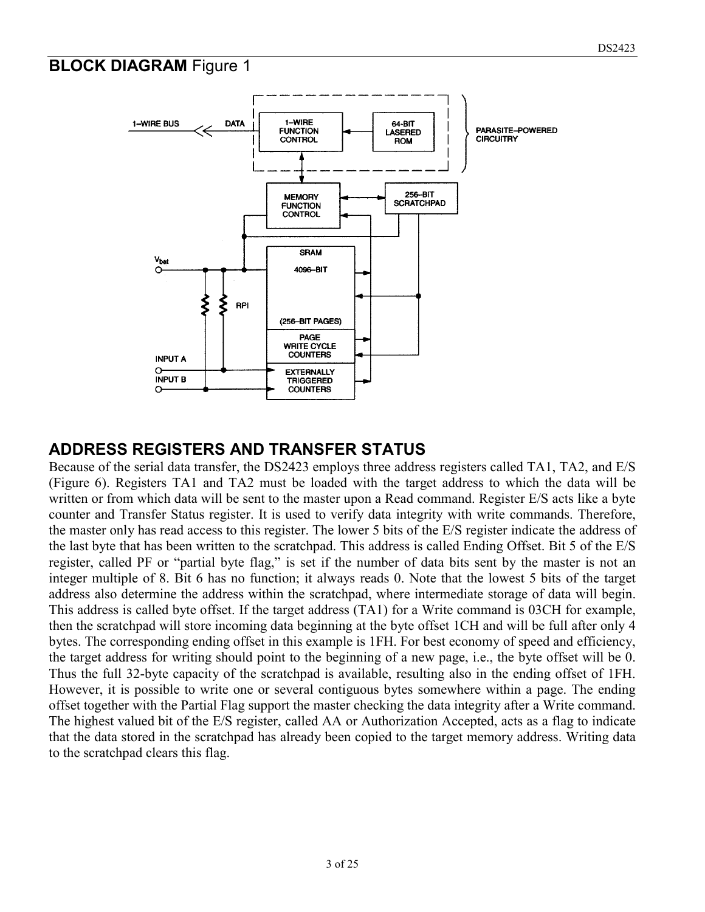## BLOCK DIAGRAM Figure 1

## ADDRESS REGISTERS AND TRANSFER STATUS

Because of the serial data transfer, the DS2423 employs three address registers called TA1, TA2, and E/S (Figure 6). Registers TA1 and TA2 must be loaded with the target address to which the data will be written or from which data will be sent to the master upon a Read command. Register E/S acts like a byte counter and Transfer Status register. It is used to verify data integrity with write commands. Therefore, the master only has read access to this register. The lower 5 bits of the E/S register indicate the address of the last byte that has been written to the scratchpad. This address is called Ending Offset. Bit 5 of the E/S register, called PF or "partial byte flag," is set if the number of data bits sent by the master is not an integer multiple of 8. Bit 6 has no function; it always reads 0. Note that the lowest 5 bits of the target address also determine the address within the scratchpad, where intermediate storage of data will begin. This address is called byte offset. If the target address (TA1) for a Write command is 03CH for example, then the scratchpad will store incoming data beginning at the byte offset 1CH and will be full after only 4 bytes. The corresponding ending offset in this example is 1FH. For best economy of speed and efficiency, the target address for writing should point to the beginning of a new page, i.e., the byte offset will be 0. Thus the full 32-byte capacity of the scratchpad is available, resulting also in the ending offset of 1FH. However, it is possible to write one or several contiguous bytes somewhere within a page. The ending offset together with the Partial Flag support the master checking the data integrity after a Write command. The highest valued bit of the E/S register, called AA or Authorization Accepted, acts as a flag to indicate that the data stored in the scratchpad has already been copied to the target memory address. Writing data to the scratchpad clears this flag.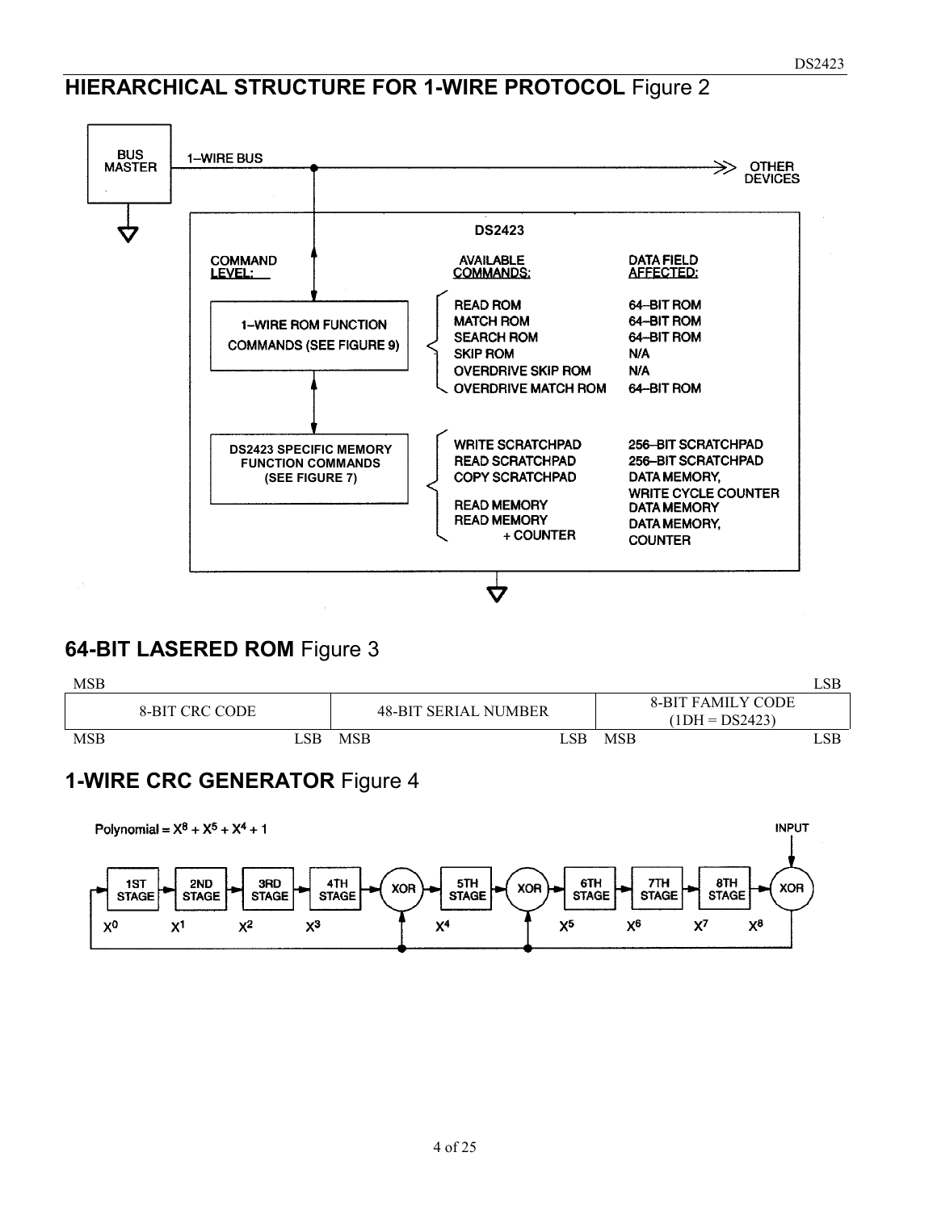## HIERARCHICAL STRUCTURE FOR 1-WIRE PROTOCOL Figure 2

BUS MASTER — 1-WIRE BUS — OTHER DEVICES

DS2423

| COMMAND LEVEL: | AVAILABLE COMMANDS: | DATA FIELD AFFECTED: |
|---|---|---|
| 1-WIRE ROM FUNCTION COMMANDS (SEE FIGURE 9) | READ ROM | 64-BIT ROM |
| | MATCH ROM | 64-BIT ROM |
| | SEARCH ROM | 64-BIT ROM |
| | SKIP ROM | N/A |
| | OVERDRIVE SKIP ROM | N/A |
| | OVERDRIVE MATCH ROM | 64-BIT ROM |
| DS2423 SPECIFIC MEMORY FUNCTION COMMANDS (SEE FIGURE 7) | WRITE SCRATCHPAD | 256-BIT SCRATCHPAD |
| | READ SCRATCHPAD | 256-BIT SCRATCHPAD |
| | COPY SCRATCHPAD | DATA MEMORY, WRITE CYCLE COUNTER |
| | READ MEMORY | DATA MEMORY |
| | READ MEMORY + COUNTER | DATA MEMORY, COUNTER |

## 64-BIT LASERED ROM Figure 3

| MSB | | LSB |
|---|---|---|
| 8-BIT CRC CODE | 48-BIT SERIAL NUMBER | 8-BIT FAMILY CODE (1DH = DS2423) |
| MSB LSB | MSB LSB | MSB LSB |

## 1-WIRE CRC GENERATOR Figure 4

Polynomial = $X^8 + X^5 + X^4 + 1$

INPUT → XOR → 8TH STAGE → 7TH STAGE → 6TH STAGE → XOR → 5TH STAGE → XOR → 4TH STAGE → 3RD STAGE → 2ND STAGE → 1ST STAGE

$X^0$ $X^1$ $X^2$ $X^3$ $X^4$ $X^5$ $X^6$ $X^7$ $X^8$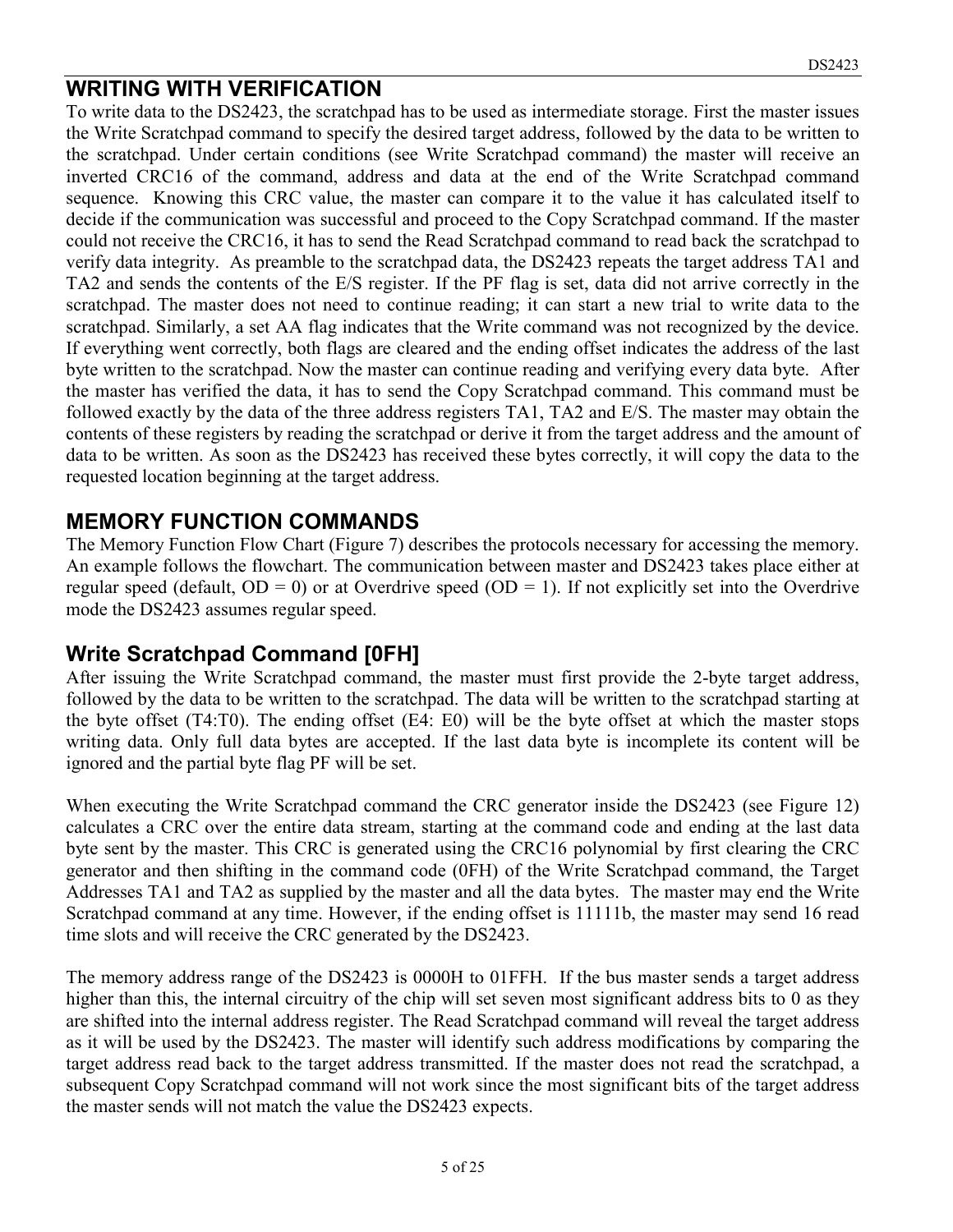## WRITING WITH VERIFICATION

To write data to the DS2423, the scratchpad has to be used as intermediate storage. First the master issues the Write Scratchpad command to specify the desired target address, followed by the data to be written to the scratchpad. Under certain conditions (see Write Scratchpad command) the master will receive an inverted CRC16 of the command, address and data at the end of the Write Scratchpad command sequence. Knowing this CRC value, the master can compare it to the value it has calculated itself to decide if the communication was successful and proceed to the Copy Scratchpad command. If the master could not receive the CRC16, it has to send the Read Scratchpad command to read back the scratchpad to verify data integrity. As preamble to the scratchpad data, the DS2423 repeats the target address TA1 and TA2 and sends the contents of the E/S register. If the PF flag is set, data did not arrive correctly in the scratchpad. The master does not need to continue reading; it can start a new trial to write data to the scratchpad. Similarly, a set AA flag indicates that the Write command was not recognized by the device. If everything went correctly, both flags are cleared and the ending offset indicates the address of the last byte written to the scratchpad. Now the master can continue reading and verifying every data byte. After the master has verified the data, it has to send the Copy Scratchpad command. This command must be followed exactly by the data of the three address registers TA1, TA2 and E/S. The master may obtain the contents of these registers by reading the scratchpad or derive it from the target address and the amount of data to be written. As soon as the DS2423 has received these bytes correctly, it will copy the data to the requested location beginning at the target address.

## MEMORY FUNCTION COMMANDS

The Memory Function Flow Chart (Figure 7) describes the protocols necessary for accessing the memory. An example follows the flowchart. The communication between master and DS2423 takes place either at regular speed (default, OD = 0) or at Overdrive speed (OD = 1). If not explicitly set into the Overdrive mode the DS2423 assumes regular speed.

### Write Scratchpad Command [0FH]

After issuing the Write Scratchpad command, the master must first provide the 2-byte target address, followed by the data to be written to the scratchpad. The data will be written to the scratchpad starting at the byte offset (T4:T0). The ending offset (E4: E0) will be the byte offset at which the master stops writing data. Only full data bytes are accepted. If the last data byte is incomplete its content will be ignored and the partial byte flag PF will be set.

When executing the Write Scratchpad command the CRC generator inside the DS2423 (see Figure 12) calculates a CRC over the entire data stream, starting at the command code and ending at the last data byte sent by the master. This CRC is generated using the CRC16 polynomial by first clearing the CRC generator and then shifting in the command code (0FH) of the Write Scratchpad command, the Target Addresses TA1 and TA2 as supplied by the master and all the data bytes. The master may end the Write Scratchpad command at any time. However, if the ending offset is 11111b, the master may send 16 read time slots and will receive the CRC generated by the DS2423.

The memory address range of the DS2423 is 0000H to 01FFH. If the bus master sends a target address higher than this, the internal circuitry of the chip will set seven most significant address bits to 0 as they are shifted into the internal address register. The Read Scratchpad command will reveal the target address as it will be used by the DS2423. The master will identify such address modifications by comparing the target address read back to the target address transmitted. If the master does not read the scratchpad, a subsequent Copy Scratchpad command will not work since the most significant bits of the target address the master sends will not match the value the DS2423 expects.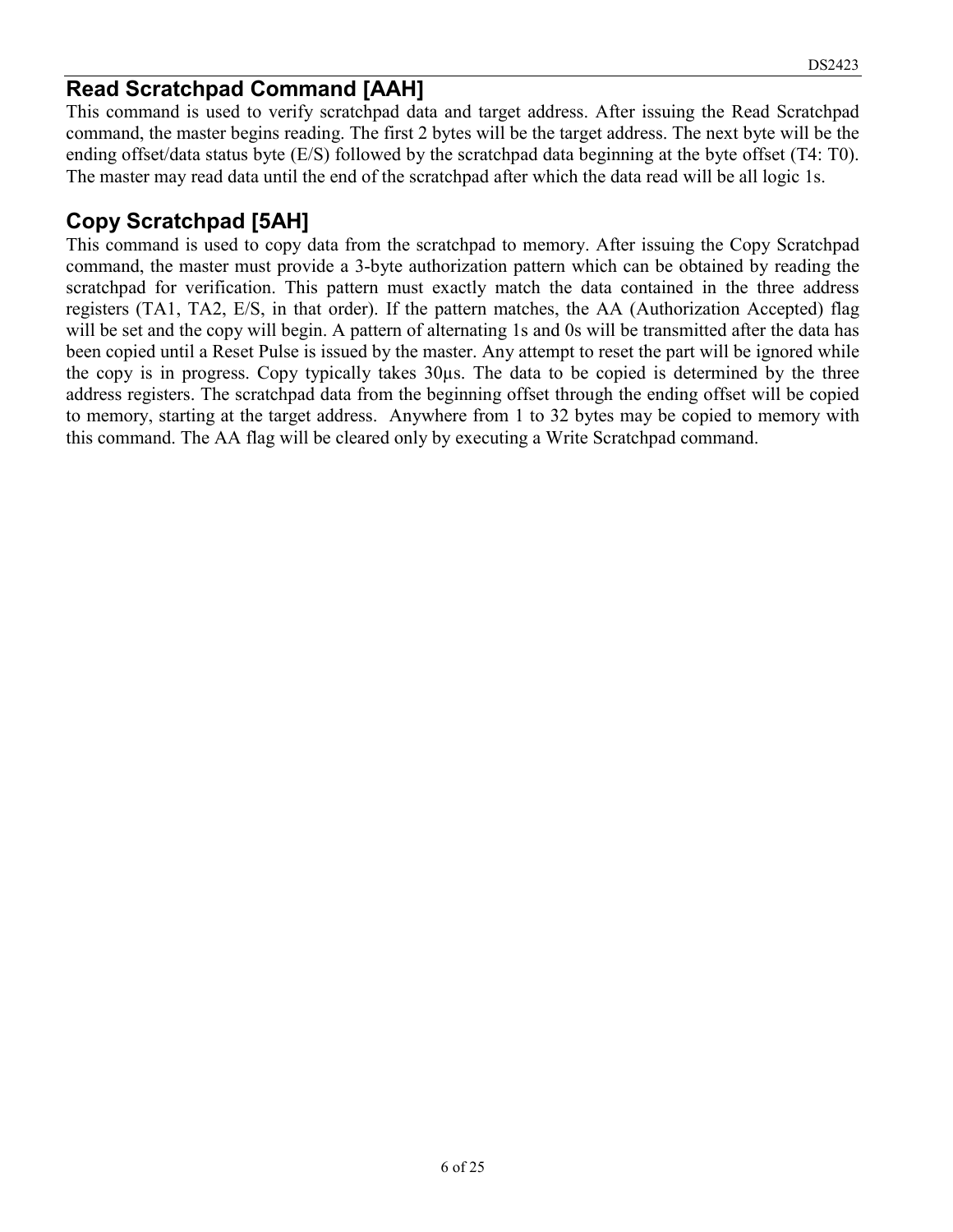## Read Scratchpad Command [AAH]

This command is used to verify scratchpad data and target address. After issuing the Read Scratchpad command, the master begins reading. The first 2 bytes will be the target address. The next byte will be the ending offset/data status byte (E/S) followed by the scratchpad data beginning at the byte offset (T4: T0). The master may read data until the end of the scratchpad after which the data read will be all logic 1s.

## Copy Scratchpad [5AH]

This command is used to copy data from the scratchpad to memory. After issuing the Copy Scratchpad command, the master must provide a 3-byte authorization pattern which can be obtained by reading the scratchpad for verification. This pattern must exactly match the data contained in the three address registers (TA1, TA2, E/S, in that order). If the pattern matches, the AA (Authorization Accepted) flag will be set and the copy will begin. A pattern of alternating 1s and 0s will be transmitted after the data has been copied until a Reset Pulse is issued by the master. Any attempt to reset the part will be ignored while the copy is in progress. Copy typically takes 30µs. The data to be copied is determined by the three address registers. The scratchpad data from the beginning offset through the ending offset will be copied to memory, starting at the target address. Anywhere from 1 to 32 bytes may be copied to memory with this command. The AA flag will be cleared only by executing a Write Scratchpad command.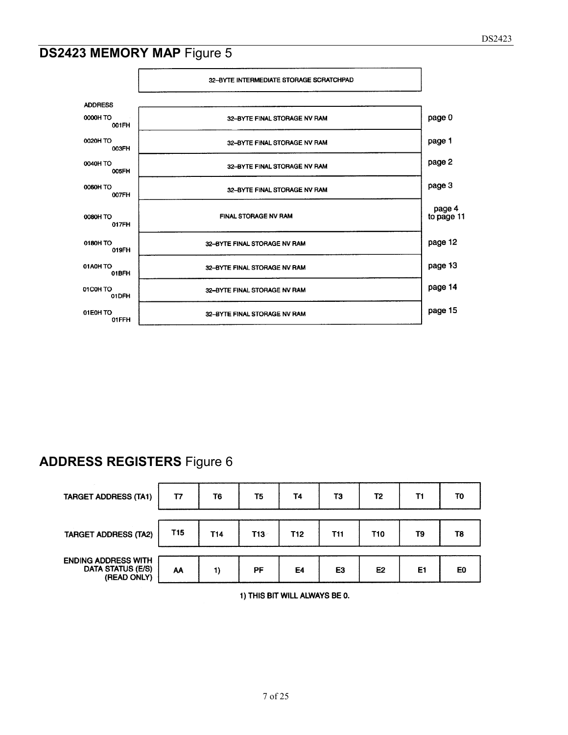## DS2423 MEMORY MAP Figure 5

| | 32-BYTE INTERMEDIATE STORAGE SCRATCHPAD | |
|---|---|---|
| **ADDRESS** | | |
| 0000H TO 001FH | 32-BYTE FINAL STORAGE NV RAM | page 0 |
| 0020H TO 003FH | 32-BYTE FINAL STORAGE NV RAM | page 1 |
| 0040H TO 005FH | 32-BYTE FINAL STORAGE NV RAM | page 2 |
| 0060H TO 007FH | 32-BYTE FINAL STORAGE NV RAM | page 3 |
| 0080H TO 017FH | FINAL STORAGE NV RAM | page 4 to page 11 |
| 0180H TO 019FH | 32-BYTE FINAL STORAGE NV RAM | page 12 |
| 01A0H TO 01BFH | 32-BYTE FINAL STORAGE NV RAM | page 13 |
| 01C0H TO 01DFH | 32-BYTE FINAL STORAGE NV RAM | page 14 |
| 01E0H TO 01FFH | 32-BYTE FINAL STORAGE NV RAM | page 15 |

## ADDRESS REGISTERS Figure 6

| | | | | | | | | |
|---|---|---|---|---|---|---|---|---|
| TARGET ADDRESS (TA1) | T7 | T6 | T5 | T4 | T3 | T2 | T1 | T0 |
| TARGET ADDRESS (TA2) | T15 | T14 | T13 | T12 | T11 | T10 | T9 | T8 |
| ENDING ADDRESS WITH DATA STATUS (E/S) (READ ONLY) | AA | 1) | PF | E4 | E3 | E2 | E1 | E0 |

1) THIS BIT WILL ALWAYS BE 0.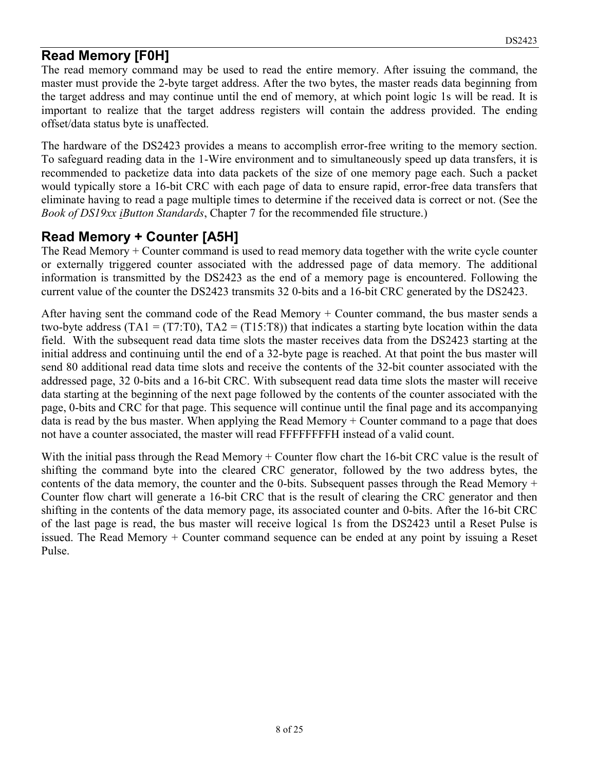## Read Memory [F0H]

The read memory command may be used to read the entire memory. After issuing the command, the master must provide the 2-byte target address. After the two bytes, the master reads data beginning from the target address and may continue until the end of memory, at which point logic 1s will be read. It is important to realize that the target address registers will contain the address provided. The ending offset/data status byte is unaffected.

The hardware of the DS2423 provides a means to accomplish error-free writing to the memory section. To safeguard reading data in the 1-Wire environment and to simultaneously speed up data transfers, it is recommended to packetize data into data packets of the size of one memory page each. Such a packet would typically store a 16-bit CRC with each page of data to ensure rapid, error-free data transfers that eliminate having to read a page multiple times to determine if the received data is correct or not. (See the *Book of DS19xx iButton Standards*, Chapter 7 for the recommended file structure.)

## Read Memory + Counter [A5H]

The Read Memory + Counter command is used to read memory data together with the write cycle counter or externally triggered counter associated with the addressed page of data memory. The additional information is transmitted by the DS2423 as the end of a memory page is encountered. Following the current value of the counter the DS2423 transmits 32 0-bits and a 16-bit CRC generated by the DS2423.

After having sent the command code of the Read Memory + Counter command, the bus master sends a two-byte address (TA1 = (T7:T0), TA2 = (T15:T8)) that indicates a starting byte location within the data field. With the subsequent read data time slots the master receives data from the DS2423 starting at the initial address and continuing until the end of a 32-byte page is reached. At that point the bus master will send 80 additional read data time slots and receive the contents of the 32-bit counter associated with the addressed page, 32 0-bits and a 16-bit CRC. With subsequent read data time slots the master will receive data starting at the beginning of the next page followed by the contents of the counter associated with the page, 0-bits and CRC for that page. This sequence will continue until the final page and its accompanying data is read by the bus master. When applying the Read Memory + Counter command to a page that does not have a counter associated, the master will read FFFFFFFFH instead of a valid count.

With the initial pass through the Read Memory + Counter flow chart the 16-bit CRC value is the result of shifting the command byte into the cleared CRC generator, followed by the two address bytes, the contents of the data memory, the counter and the 0-bits. Subsequent passes through the Read Memory + Counter flow chart will generate a 16-bit CRC that is the result of clearing the CRC generator and then shifting in the contents of the data memory page, its associated counter and 0-bits. After the 16-bit CRC of the last page is read, the bus master will receive logical 1s from the DS2423 until a Reset Pulse is issued. The Read Memory + Counter command sequence can be ended at any point by issuing a Reset Pulse.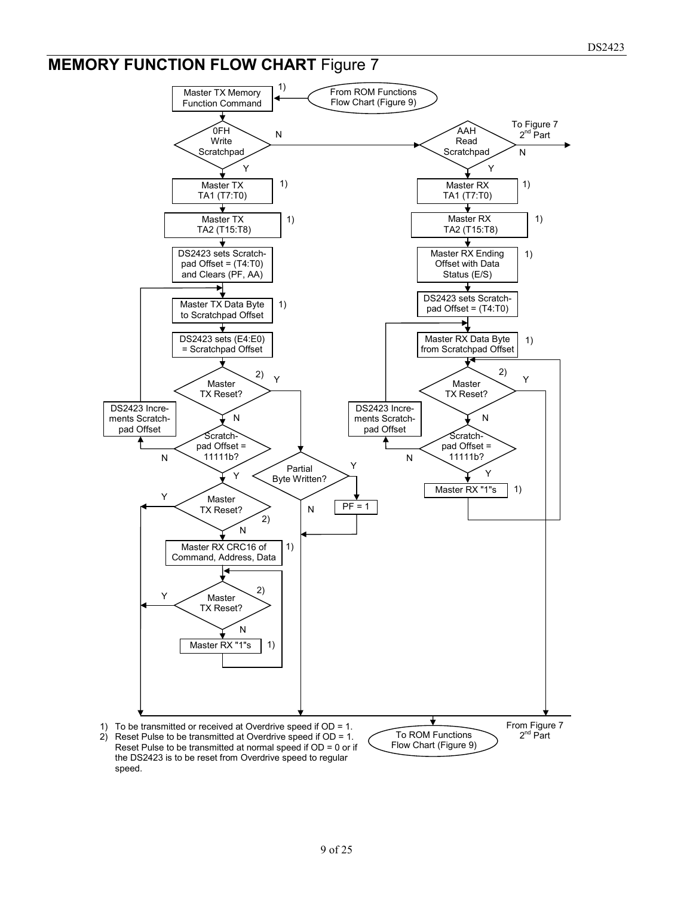## MEMORY FUNCTION FLOW CHART Figure 7

From ROM Functions Flow Chart (Figure 9)

Master TX Memory Function Command [1)]

0FH Write Scratchpad

N

AAH Read Scratchpad

To Figure 7 2nd Part

N

Y

Y

Master TX TA1 (T7:T0) [1)]

Master TX TA2 (T15:T8) [1)]

DS2423 sets Scratch-pad Offset = (T4:T0) and Clears (PF, AA)

Master TX Data Byte to Scratchpad Offset [1)]

DS2423 sets (E4:E0) = Scratchpad Offset

Master TX Reset? [2)]

Y

N

DS2423 Incre-ments Scratch-pad Offset

Scratch-pad Offset = 11111b?

N

Y

Partial Byte Written?

Y

PF = 1

N

Master TX Reset? [2)]

Y

N

Master RX CRC16 of Command, Address, Data [1)]

Master TX Reset? [2)]

Y

N

Master RX "1"s [1)]

Master RX TA1 (T7:T0) [1)]

Master RX TA2 (T15:T8) [1)]

Master RX Ending Offset with Data Status (E/S) [1)]

DS2423 sets Scratch-pad Offset = (T4:T0)

Master RX Data Byte from Scratchpad Offset [1)]

Master TX Reset? [2)]

Y

N

DS2423 Incre-ments Scratch-pad Offset

Scratch-pad Offset = 11111b?

N

Y

Master RX "1"s [1)]

To ROM Functions Flow Chart (Figure 9)

From Figure 7 2nd Part

1) To be transmitted or received at Overdrive speed if OD = 1.
2) Reset Pulse to be transmitted at Overdrive speed if OD = 1. Reset Pulse to be transmitted at normal speed if OD = 0 or if the DS2423 is to be reset from Overdrive speed to regular speed.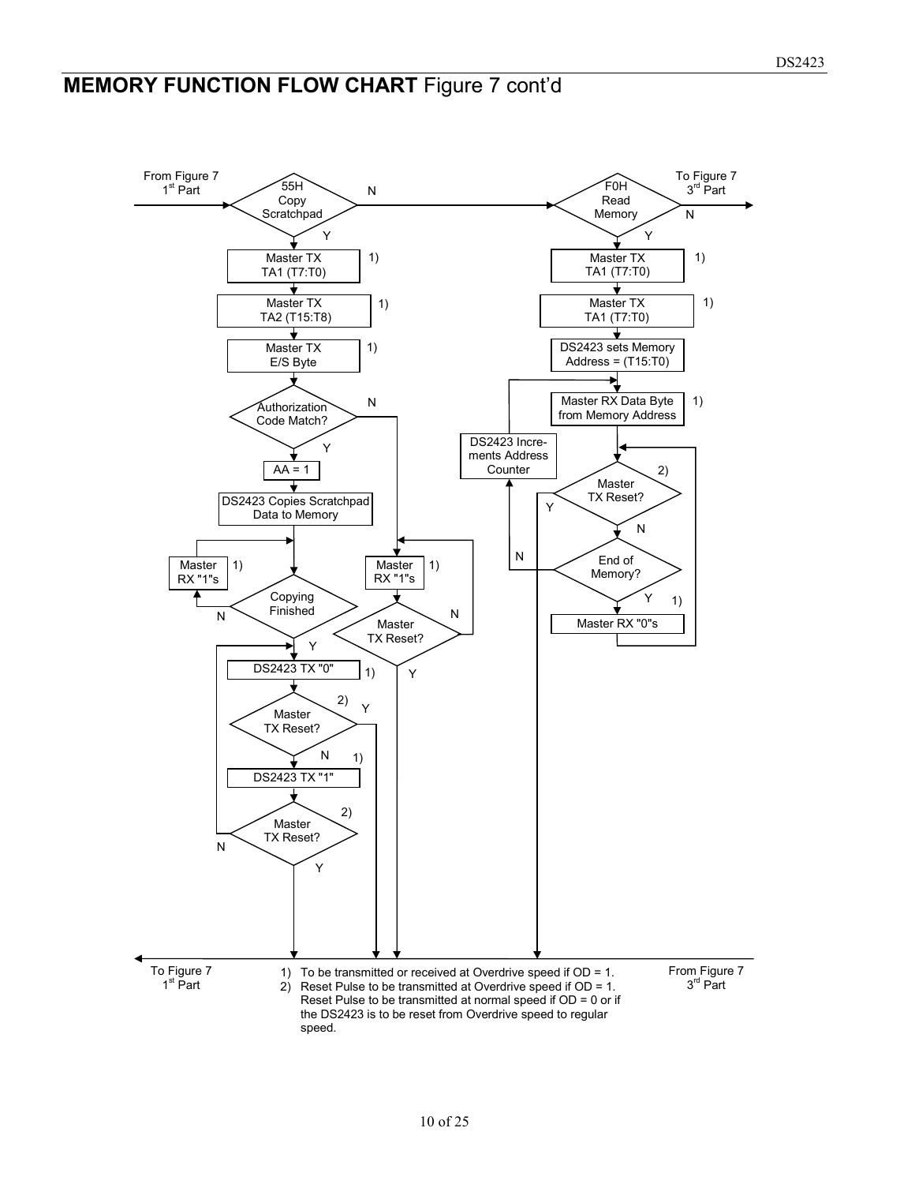## **MEMORY FUNCTION FLOW CHART** Figure 7 cont'd

From Figure 7 1st Part

55H Copy Scratchpad — N → F0H Read Memory — N → To Figure 7 3rd Part

**55H Copy Scratchpad (Y):**

- Master TX TA1 (T7:T0) 1)
- Master TX TA2 (T15:T8) 1)
- Master TX E/S Byte 1)
- Authorization Code Match?
  - N → Master RX "1"s 1) → Master TX Reset? (N → Master RX "1"s; Y → To Figure 7 1st Part)
  - Y → AA = 1
- DS2423 Copies Scratchpad Data to Memory
- Copying Finished? (N → Master RX "1"s 1) → Copying Finished?)
- Y → DS2423 TX "0" 1)
- Master TX Reset? 2) (Y → To Figure 7 1st Part)
- N → DS2423 TX "1" 1)
- Master TX Reset? 2) (N → DS2423 TX "0"; Y → To Figure 7 1st Part)

**F0H Read Memory (Y):**

- Master TX TA1 (T7:T0) 1)
- Master TX TA1 (T7:T0) 1)
- DS2423 sets Memory Address = (T15:T0)
- Master RX Data Byte from Memory Address 1)
- Master TX Reset? 2) (Y → To Figure 7 1st Part)
- N → End of Memory? (N → DS2423 Increments Address Counter → Master RX Data Byte from Memory Address)
- Y → Master RX "0"s 1) → Master TX Reset?

To Figure 7 1st Part ← From Figure 7 3rd Part

1) To be transmitted or received at Overdrive speed if OD = 1.
2) Reset Pulse to be transmitted at Overdrive speed if OD = 1. Reset Pulse to be transmitted at normal speed if OD = 0 or if the DS2423 is to be reset from Overdrive speed to regular speed.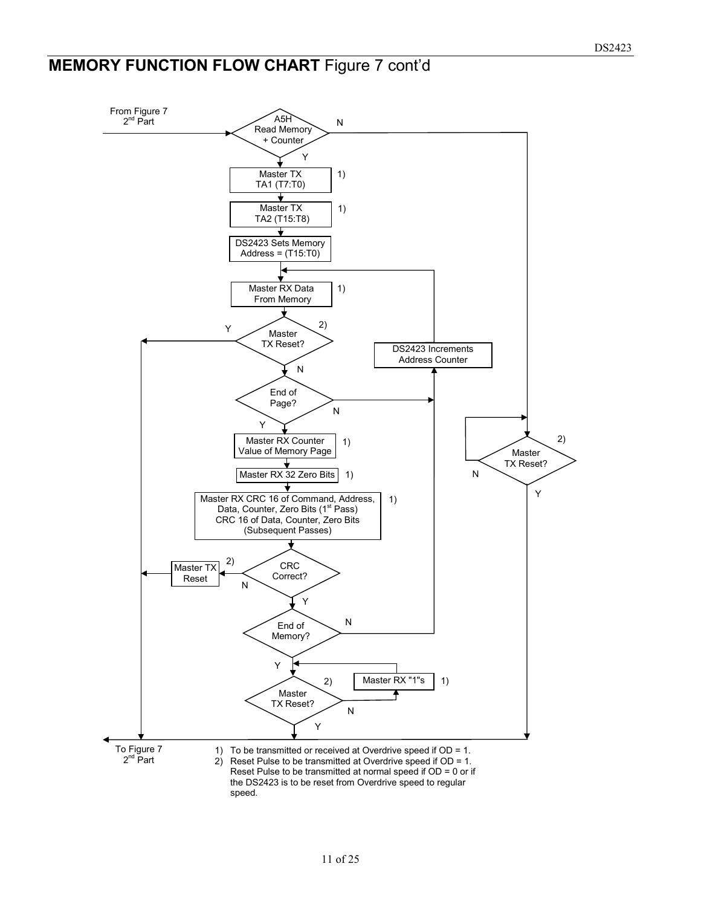## MEMORY FUNCTION FLOW CHART Figure 7 cont'd

From Figure 7 2nd Part

A5H Read Memory + Counter

N

Y

Master TX TA1 (T7:T0) 1)

Master TX TA2 (T15:T8) 1)

DS2423 Sets Memory Address = (T15:T0)

Master RX Data From Memory 1)

Y

Master TX Reset? 2)

N

DS2423 Increments Address Counter

End of Page?

N

Y

Master RX Counter Value of Memory Page 1)

Master RX 32 Zero Bits 1)

Master RX CRC 16 of Command, Address, Data, Counter, Zero Bits (1st Pass) CRC 16 of Data, Counter, Zero Bits (Subsequent Passes) 1)

Master TX Reset 2)

CRC Correct?

N

Y

End of Memory?

N

Y

Master TX Reset? 2)

N

Master RX "1"s 1)

Y

Master TX Reset? 2)

N

Y

To Figure 7 2nd Part

1) To be transmitted or received at Overdrive speed if OD = 1.
2) Reset Pulse to be transmitted at Overdrive speed if OD = 1. Reset Pulse to be transmitted at normal speed if OD = 0 or if the DS2423 is to be reset from Overdrive speed to regular speed.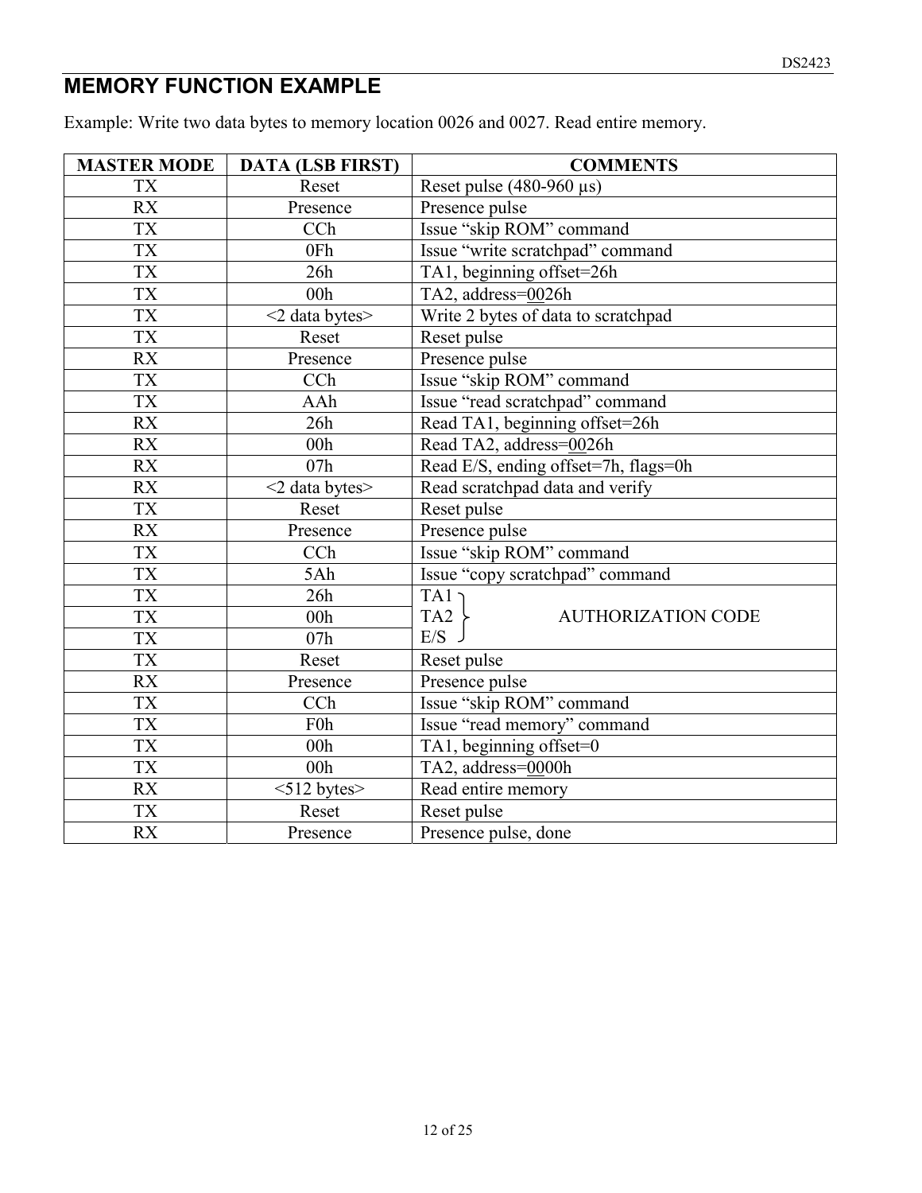## MEMORY FUNCTION EXAMPLE

Example: Write two data bytes to memory location 0026 and 0027. Read entire memory.

| MASTER MODE | DATA (LSB FIRST) | COMMENTS |
|---|---|---|
| TX | Reset | Reset pulse (480-960 µs) |
| RX | Presence | Presence pulse |
| TX | CCh | Issue "skip ROM" command |
| TX | 0Fh | Issue "write scratchpad" command |
| TX | 26h | TA1, beginning offset=26h |
| TX | 00h | TA2, address=<u>00</u>26h |
| TX | <2 data bytes> | Write 2 bytes of data to scratchpad |
| TX | Reset | Reset pulse |
| RX | Presence | Presence pulse |
| TX | CCh | Issue "skip ROM" command |
| TX | AAh | Issue "read scratchpad" command |
| RX | 26h | Read TA1, beginning offset=26h |
| RX | 00h | Read TA2, address=<u>00</u>26h |
| RX | 07h | Read E/S, ending offset=7h, flags=0h |
| RX | <2 data bytes> | Read scratchpad data and verify |
| TX | Reset | Reset pulse |
| RX | Presence | Presence pulse |
| TX | CCh | Issue "skip ROM" command |
| TX | 5Ah | Issue "copy scratchpad" command |
| TX | 26h | TA1 } AUTHORIZATION CODE |
| TX | 00h | TA2 } AUTHORIZATION CODE |
| TX | 07h | E/S } AUTHORIZATION CODE |
| TX | Reset | Reset pulse |
| RX | Presence | Presence pulse |
| TX | CCh | Issue "skip ROM" command |
| TX | F0h | Issue "read memory" command |
| TX | 00h | TA1, beginning offset=0 |
| TX | 00h | TA2, address=<u>00</u>00h |
| RX | <512 bytes> | Read entire memory |
| TX | Reset | Reset pulse |
| RX | Presence | Presence pulse, done |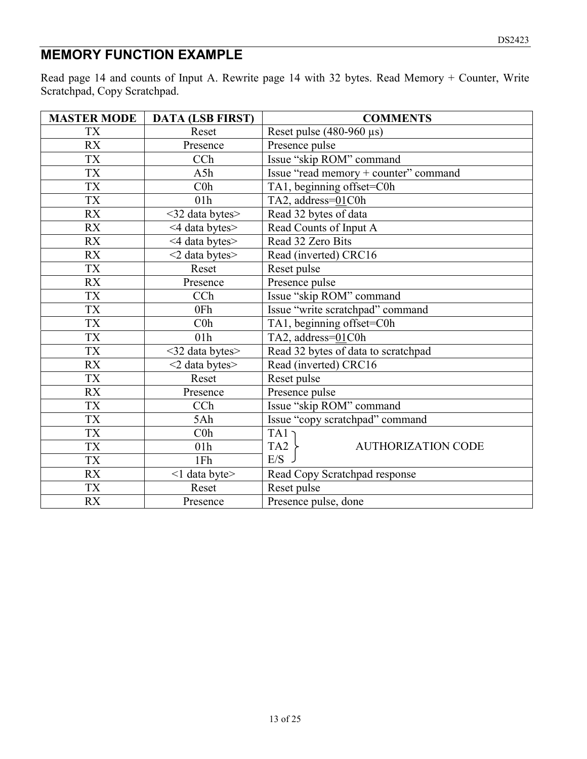## MEMORY FUNCTION EXAMPLE

Read page 14 and counts of Input A. Rewrite page 14 with 32 bytes. Read Memory + Counter, Write Scratchpad, Copy Scratchpad.

| MASTER MODE | DATA (LSB FIRST) | COMMENTS |
|---|---|---|
| TX | Reset | Reset pulse (480-960 µs) |
| RX | Presence | Presence pulse |
| TX | CCh | Issue "skip ROM" command |
| TX | A5h | Issue "read memory + counter" command |
| TX | C0h | TA1, beginning offset=C0h |
| TX | 01h | TA2, address=01C0h |
| RX | <32 data bytes> | Read 32 bytes of data |
| RX | <4 data bytes> | Read Counts of Input A |
| RX | <4 data bytes> | Read 32 Zero Bits |
| RX | <2 data bytes> | Read (inverted) CRC16 |
| TX | Reset | Reset pulse |
| RX | Presence | Presence pulse |
| TX | CCh | Issue "skip ROM" command |
| TX | 0Fh | Issue "write scratchpad" command |
| TX | C0h | TA1, beginning offset=C0h |
| TX | 01h | TA2, address=01C0h |
| TX | <32 data bytes> | Read 32 bytes of data to scratchpad |
| RX | <2 data bytes> | Read (inverted) CRC16 |
| TX | Reset | Reset pulse |
| RX | Presence | Presence pulse |
| TX | CCh | Issue "skip ROM" command |
| TX | 5Ah | Issue "copy scratchpad" command |
| TX | C0h | TA1 } AUTHORIZATION CODE |
| TX | 01h | TA2 } AUTHORIZATION CODE |
| TX | 1Fh | E/S } AUTHORIZATION CODE |
| RX | <1 data byte> | Read Copy Scratchpad response |
| TX | Reset | Reset pulse |
| RX | Presence | Presence pulse, done |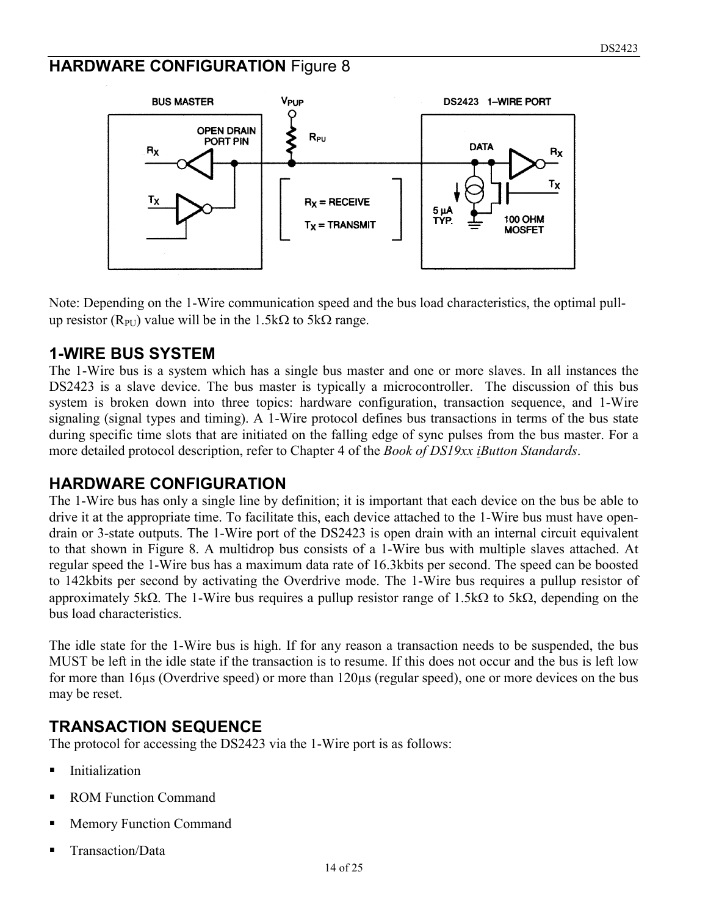## HARDWARE CONFIGURATION Figure 8

Note: Depending on the 1-Wire communication speed and the bus load characteristics, the optimal pull-up resistor ($R_{PU}$) value will be in the 1.5kΩ to 5kΩ range.

## 1-WIRE BUS SYSTEM

The 1-Wire bus is a system which has a single bus master and one or more slaves. In all instances the DS2423 is a slave device. The bus master is typically a microcontroller. The discussion of this bus system is broken down into three topics: hardware configuration, transaction sequence, and 1-Wire signaling (signal types and timing). A 1-Wire protocol defines bus transactions in terms of the bus state during specific time slots that are initiated on the falling edge of sync pulses from the bus master. For a more detailed protocol description, refer to Chapter 4 of the *Book of DS19xx iButton Standards*.

## HARDWARE CONFIGURATION

The 1-Wire bus has only a single line by definition; it is important that each device on the bus be able to drive it at the appropriate time. To facilitate this, each device attached to the 1-Wire bus must have open-drain or 3-state outputs. The 1-Wire port of the DS2423 is open drain with an internal circuit equivalent to that shown in Figure 8. A multidrop bus consists of a 1-Wire bus with multiple slaves attached. At regular speed the 1-Wire bus has a maximum data rate of 16.3kbits per second. The speed can be boosted to 142kbits per second by activating the Overdrive mode. The 1-Wire bus requires a pullup resistor of approximately 5kΩ. The 1-Wire bus requires a pullup resistor range of 1.5kΩ to 5kΩ, depending on the bus load characteristics.

The idle state for the 1-Wire bus is high. If for any reason a transaction needs to be suspended, the bus MUST be left in the idle state if the transaction is to resume. If this does not occur and the bus is left low for more than 16µs (Overdrive speed) or more than 120µs (regular speed), one or more devices on the bus may be reset.

## TRANSACTION SEQUENCE

The protocol for accessing the DS2423 via the 1-Wire port is as follows:

- Initialization
- ROM Function Command
- Memory Function Command
- Transaction/Data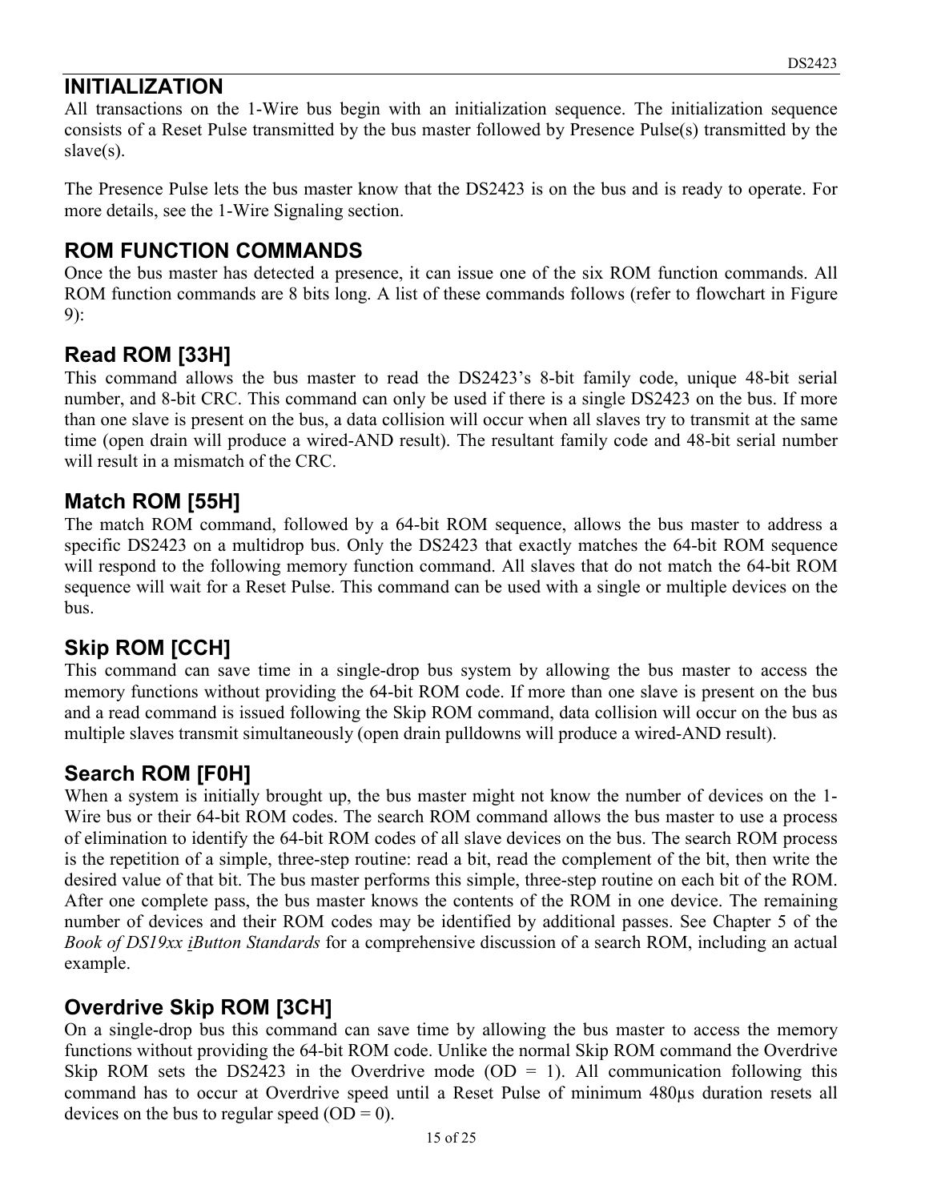## INITIALIZATION

All transactions on the 1-Wire bus begin with an initialization sequence. The initialization sequence consists of a Reset Pulse transmitted by the bus master followed by Presence Pulse(s) transmitted by the slave(s).

The Presence Pulse lets the bus master know that the DS2423 is on the bus and is ready to operate. For more details, see the 1-Wire Signaling section.

## ROM FUNCTION COMMANDS

Once the bus master has detected a presence, it can issue one of the six ROM function commands. All ROM function commands are 8 bits long. A list of these commands follows (refer to flowchart in Figure 9):

### Read ROM [33H]

This command allows the bus master to read the DS2423's 8-bit family code, unique 48-bit serial number, and 8-bit CRC. This command can only be used if there is a single DS2423 on the bus. If more than one slave is present on the bus, a data collision will occur when all slaves try to transmit at the same time (open drain will produce a wired-AND result). The resultant family code and 48-bit serial number will result in a mismatch of the CRC.

### Match ROM [55H]

The match ROM command, followed by a 64-bit ROM sequence, allows the bus master to address a specific DS2423 on a multidrop bus. Only the DS2423 that exactly matches the 64-bit ROM sequence will respond to the following memory function command. All slaves that do not match the 64-bit ROM sequence will wait for a Reset Pulse. This command can be used with a single or multiple devices on the bus.

### Skip ROM [CCH]

This command can save time in a single-drop bus system by allowing the bus master to access the memory functions without providing the 64-bit ROM code. If more than one slave is present on the bus and a read command is issued following the Skip ROM command, data collision will occur on the bus as multiple slaves transmit simultaneously (open drain pulldowns will produce a wired-AND result).

### Search ROM [F0H]

When a system is initially brought up, the bus master might not know the number of devices on the 1-Wire bus or their 64-bit ROM codes. The search ROM command allows the bus master to use a process of elimination to identify the 64-bit ROM codes of all slave devices on the bus. The search ROM process is the repetition of a simple, three-step routine: read a bit, read the complement of the bit, then write the desired value of that bit. The bus master performs this simple, three-step routine on each bit of the ROM. After one complete pass, the bus master knows the contents of the ROM in one device. The remaining number of devices and their ROM codes may be identified by additional passes. See Chapter 5 of the *Book of DS19xx iButton Standards* for a comprehensive discussion of a search ROM, including an actual example.

### Overdrive Skip ROM [3CH]

On a single-drop bus this command can save time by allowing the bus master to access the memory functions without providing the 64-bit ROM code. Unlike the normal Skip ROM command the Overdrive Skip ROM sets the DS2423 in the Overdrive mode (OD = 1). All communication following this command has to occur at Overdrive speed until a Reset Pulse of minimum 480µs duration resets all devices on the bus to regular speed (OD = 0).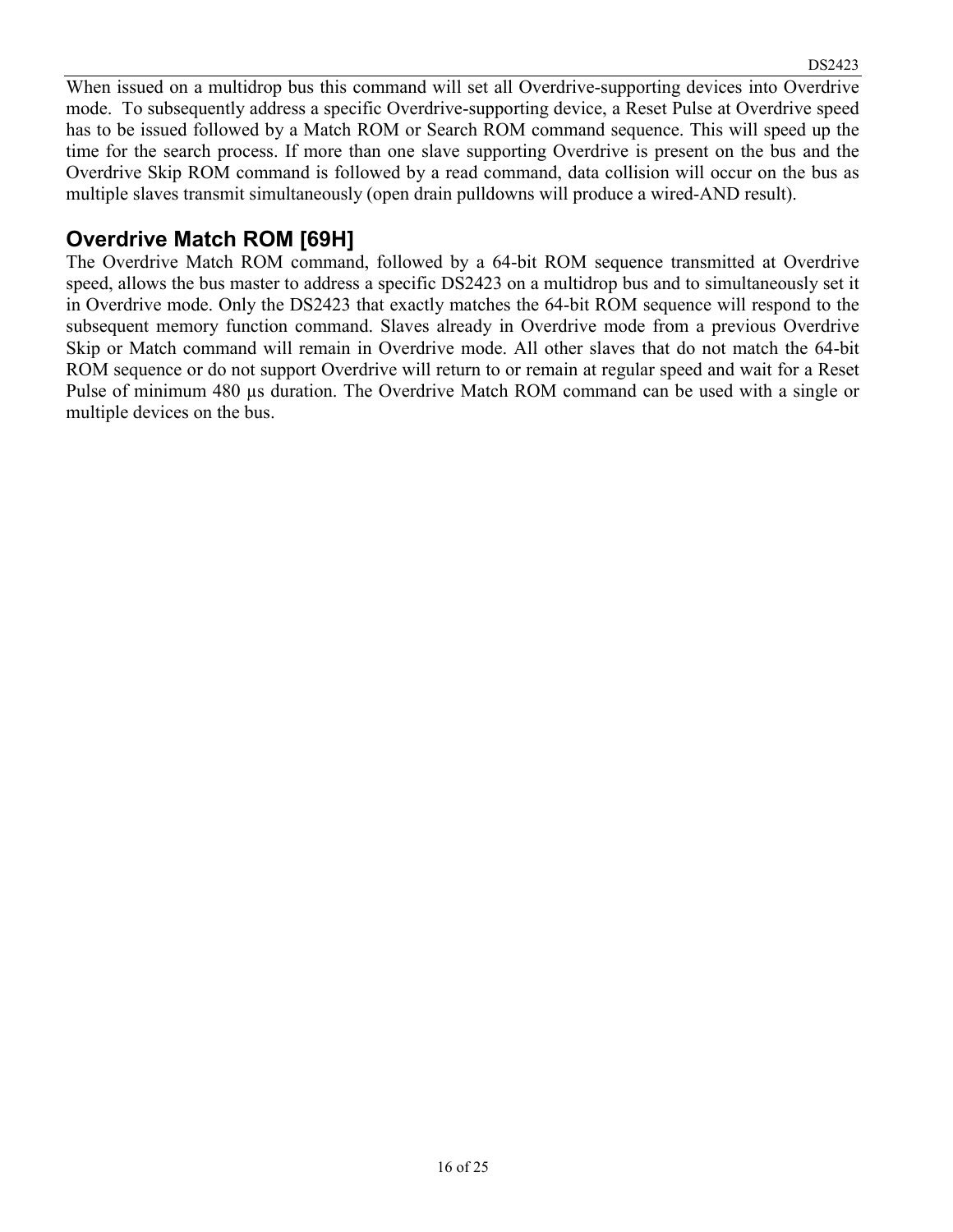When issued on a multidrop bus this command will set all Overdrive-supporting devices into Overdrive mode. To subsequently address a specific Overdrive-supporting device, a Reset Pulse at Overdrive speed has to be issued followed by a Match ROM or Search ROM command sequence. This will speed up the time for the search process. If more than one slave supporting Overdrive is present on the bus and the Overdrive Skip ROM command is followed by a read command, data collision will occur on the bus as multiple slaves transmit simultaneously (open drain pulldowns will produce a wired-AND result).

## Overdrive Match ROM [69H]

The Overdrive Match ROM command, followed by a 64-bit ROM sequence transmitted at Overdrive speed, allows the bus master to address a specific DS2423 on a multidrop bus and to simultaneously set it in Overdrive mode. Only the DS2423 that exactly matches the 64-bit ROM sequence will respond to the subsequent memory function command. Slaves already in Overdrive mode from a previous Overdrive Skip or Match command will remain in Overdrive mode. All other slaves that do not match the 64-bit ROM sequence or do not support Overdrive will return to or remain at regular speed and wait for a Reset Pulse of minimum 480 µs duration. The Overdrive Match ROM command can be used with a single or multiple devices on the bus.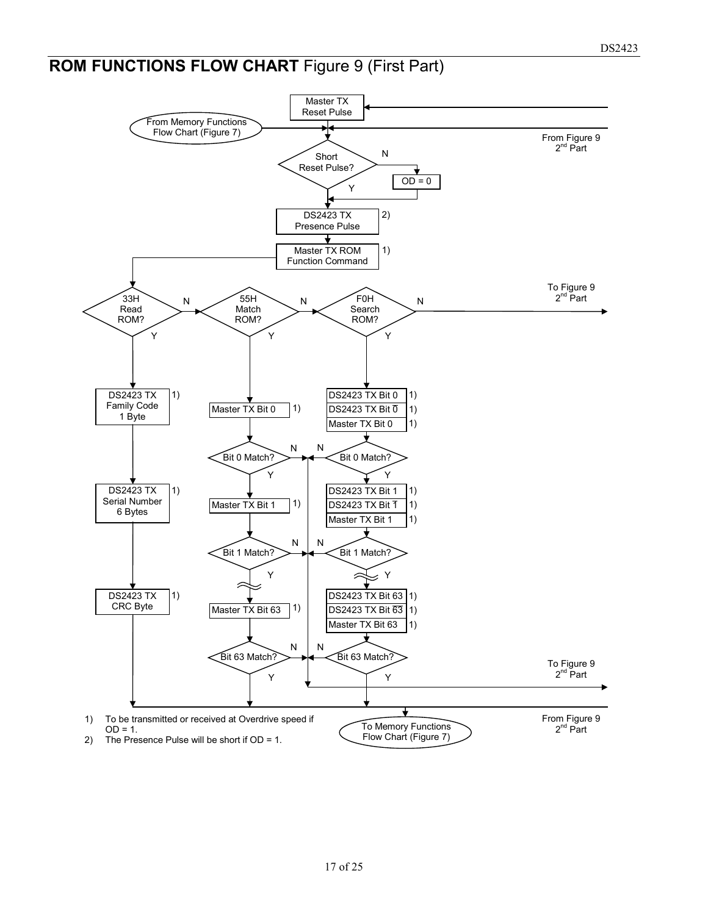## ROM FUNCTIONS FLOW CHART Figure 9 (First Part)

Master TX Reset Pulse

From Memory Functions Flow Chart (Figure 7)

From Figure 9 2nd Part

Short Reset Pulse?

N

OD = 0

Y

DS2423 TX Presence Pulse 2)

Master TX ROM Function Command 1)

To Figure 9 2nd Part

33H Read ROM?

N

55H Match ROM?

N

F0H Search ROM?

N

Y

Y

Y

DS2423 TX Family Code 1 Byte 1)

Master TX Bit 0 1)

DS2423 TX Bit 0 1)
DS2423 TX Bit $\overline{0}$ 1)
Master TX Bit 0 1)

Bit 0 Match? N

N Bit 0 Match?

Y

Y

DS2423 TX Serial Number 6 Bytes 1)

Master TX Bit 1 1)

DS2423 TX Bit 1 1)
DS2423 TX Bit $\overline{1}$ 1)
Master TX Bit 1 1)

Bit 1 Match? N

N Bit 1 Match?

Y

Y

DS2423 TX CRC Byte 1)

Master TX Bit 63 1)

DS2423 TX Bit 63 1)
DS2423 TX Bit $\overline{63}$ 1)
Master TX Bit 63 1)

Bit 63 Match? N

N Bit 63 Match?

Y

Y

To Figure 9 2nd Part

From Figure 9 2nd Part

To Memory Functions Flow Chart (Figure 7)

1) To be transmitted or received at Overdrive speed if OD = 1.
2) The Presence Pulse will be short if OD = 1.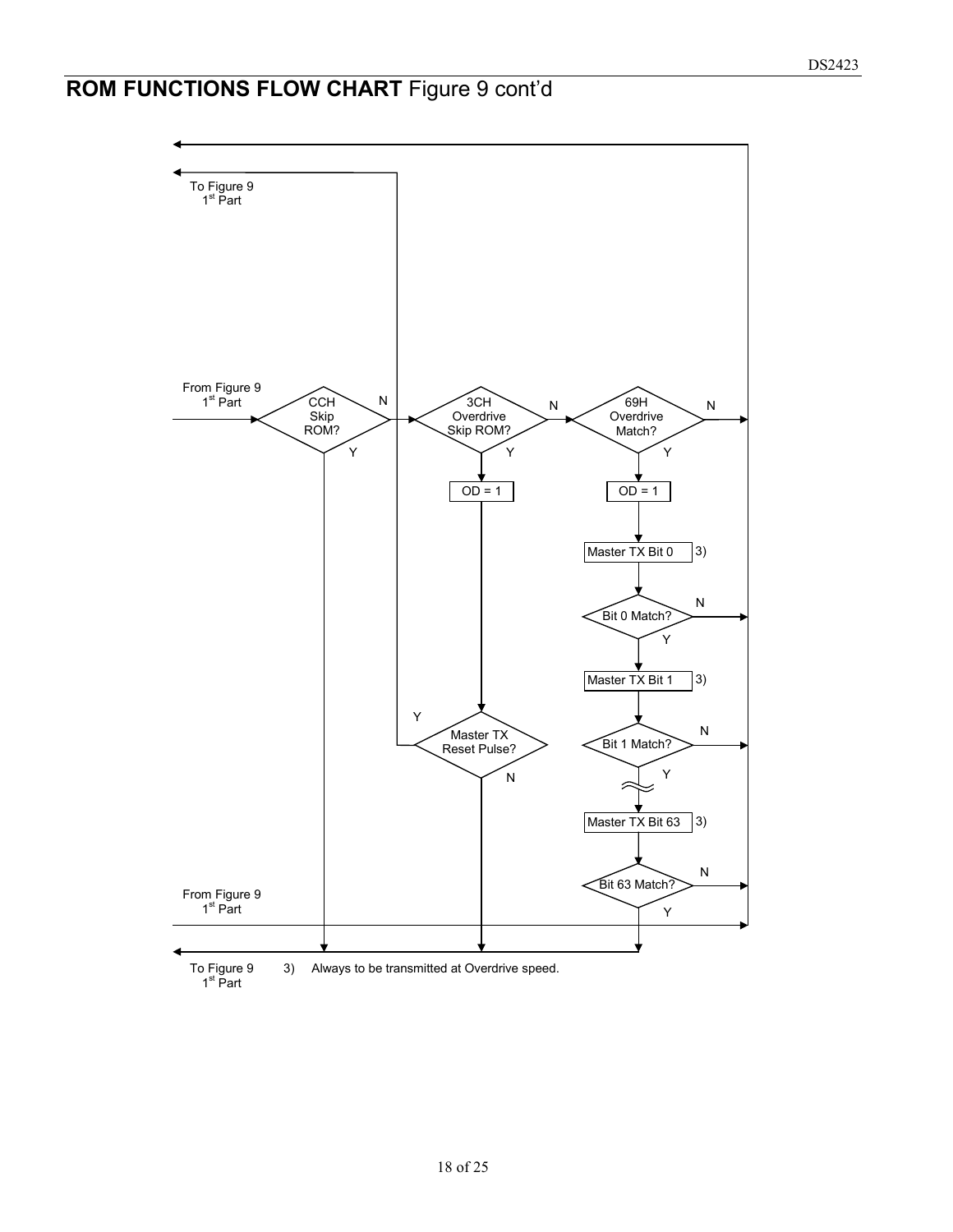# ROM FUNCTIONS FLOW CHART Figure 9 cont'd

To Figure 9
1st Part

From Figure 9
1st Part

CCH
Skip
ROM?

N

Y

3CH
Overdrive
Skip ROM?

N

Y

69H
Overdrive
Match?

N

Y

OD = 1

OD = 1

Master TX Bit 0 3)

Bit 0 Match?

N

Y

Master TX Bit 1 3)

Y

Master TX
Reset Pulse?

N

Bit 1 Match?

N

Y

Master TX Bit 63 3)

Bit 63 Match?

N

Y

From Figure 9
1st Part

To Figure 9
1st Part

3) Always to be transmitted at Overdrive speed.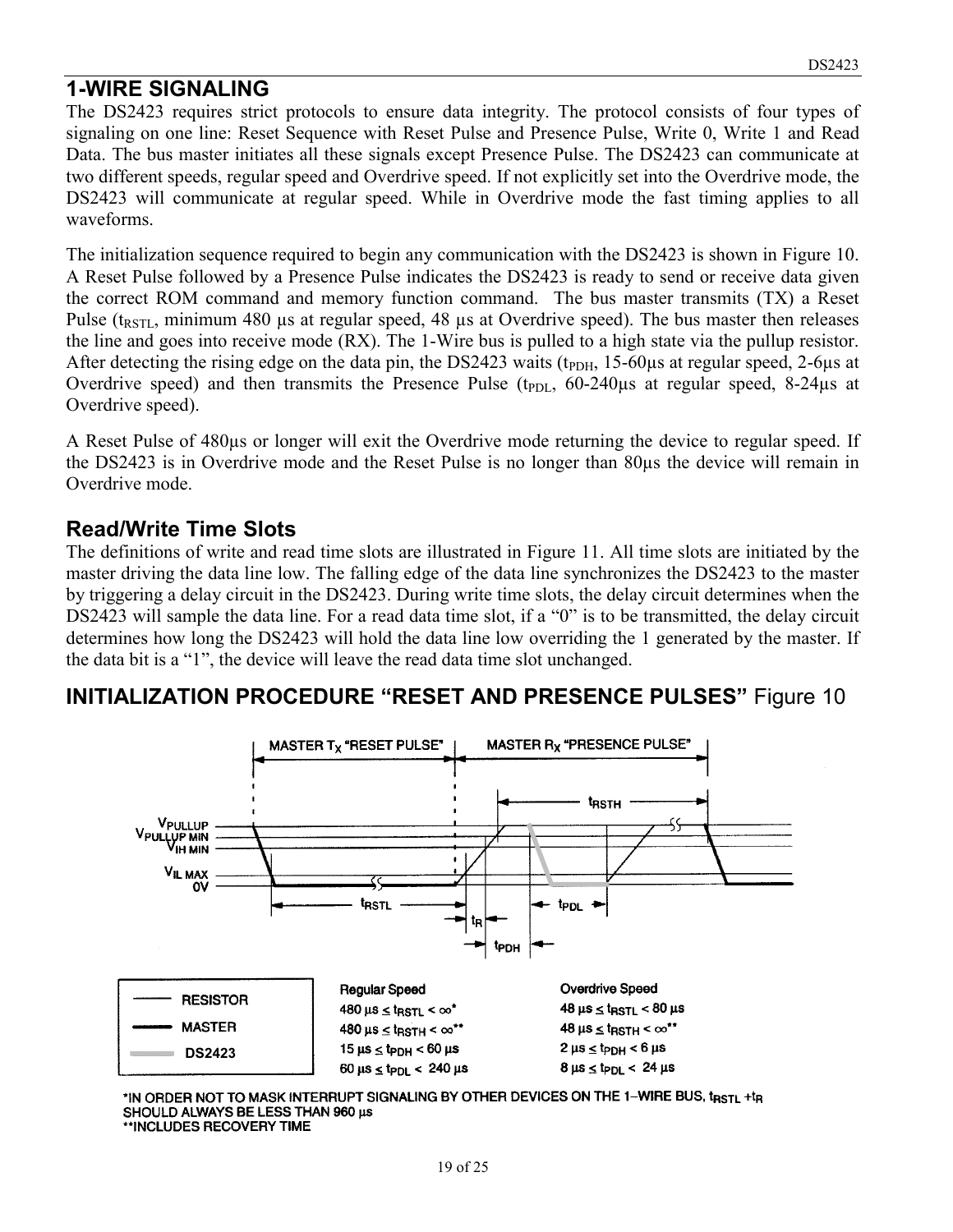## 1-WIRE SIGNALING

The DS2423 requires strict protocols to ensure data integrity. The protocol consists of four types of signaling on one line: Reset Sequence with Reset Pulse and Presence Pulse, Write 0, Write 1 and Read Data. The bus master initiates all these signals except Presence Pulse. The DS2423 can communicate at two different speeds, regular speed and Overdrive speed. If not explicitly set into the Overdrive mode, the DS2423 will communicate at regular speed. While in Overdrive mode the fast timing applies to all waveforms.

The initialization sequence required to begin any communication with the DS2423 is shown in Figure 10. A Reset Pulse followed by a Presence Pulse indicates the DS2423 is ready to send or receive data given the correct ROM command and memory function command. The bus master transmits (TX) a Reset Pulse ($t_{RSTL}$, minimum 480 µs at regular speed, 48 µs at Overdrive speed). The bus master then releases the line and goes into receive mode (RX). The 1-Wire bus is pulled to a high state via the pullup resistor. After detecting the rising edge on the data pin, the DS2423 waits ($t_{PDH}$, 15-60µs at regular speed, 2-6µs at Overdrive speed) and then transmits the Presence Pulse ($t_{PDL}$, 60-240µs at regular speed, 8-24µs at Overdrive speed).

A Reset Pulse of 480µs or longer will exit the Overdrive mode returning the device to regular speed. If the DS2423 is in Overdrive mode and the Reset Pulse is no longer than 80µs the device will remain in Overdrive mode.

### Read/Write Time Slots

The definitions of write and read time slots are illustrated in Figure 11. All time slots are initiated by the master driving the data line low. The falling edge of the data line synchronizes the DS2423 to the master by triggering a delay circuit in the DS2423. During write time slots, the delay circuit determines when the DS2423 will sample the data line. For a read data time slot, if a "0" is to be transmitted, the delay circuit determines how long the DS2423 will hold the data line low overriding the 1 generated by the master. If the data bit is a "1", the device will leave the read data time slot unchanged.

## INITIALIZATION PROCEDURE "RESET AND PRESENCE PULSES" Figure 10

MASTER $T_X$ "RESET PULSE" | MASTER $R_X$ "PRESENCE PULSE"

$V_{PULLUP}$, $V_{PULLUP\ MIN}$, $V_{IH\ MIN}$, $V_{IL\ MAX}$, 0V

$t_{RSTL}$, $t_R$, $t_{PDH}$, $t_{PDL}$, $t_{RSTH}$

Legend: RESISTOR, MASTER, DS2423

| Regular Speed | Overdrive Speed |
|---|---|
| 480 µs ≤ $t_{RSTL}$ < ∞* | 48 µs ≤ $t_{RSTL}$ < 80 µs |
| 480 µs ≤ $t_{RSTH}$ < ∞** | 48 µs ≤ $t_{RSTH}$ < ∞** |
| 15 µs ≤ $t_{PDH}$ < 60 µs | 2 µs ≤ $t_{PDH}$ < 6 µs |
| 60 µs ≤ $t_{PDL}$ < 240 µs | 8 µs ≤ $t_{PDL}$ < 24 µs |

*IN ORDER NOT TO MASK INTERRUPT SIGNALING BY OTHER DEVICES ON THE 1–WIRE BUS, $t_{RSTL}$ + $t_R$ SHOULD ALWAYS BE LESS THAN 960 µs

**INCLUDES RECOVERY TIME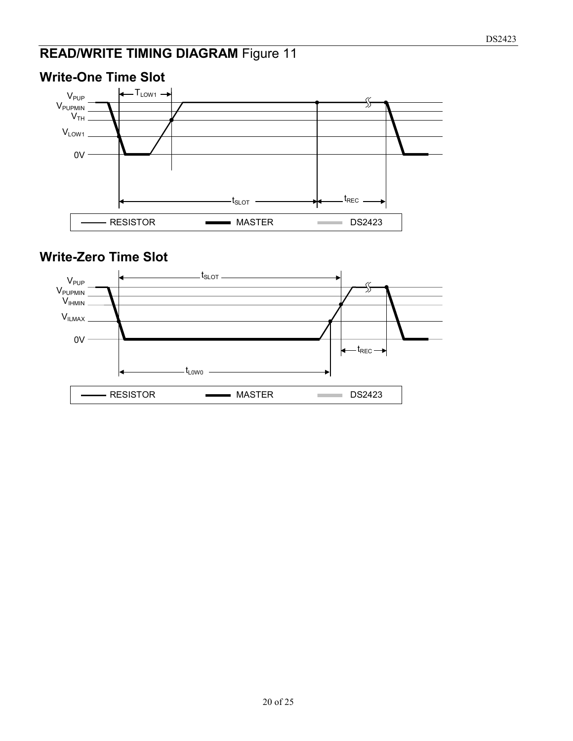## READ/WRITE TIMING DIAGRAM Figure 11

### Write-One Time Slot

$V_{PUP}$
$V_{PUPMIN}$
$V_{TH}$
$V_{LOW1}$
0V

$T_{LOW1}$

$t_{SLOT}$ $t_{REC}$

RESISTOR MASTER DS2423

### Write-Zero Time Slot

$V_{PUP}$
$V_{PUPMIN}$
$V_{IHMIN}$
$V_{ILMAX}$
0V

$t_{SLOT}$

$t_{REC}$

$t_{LOW0}$

RESISTOR MASTER DS2423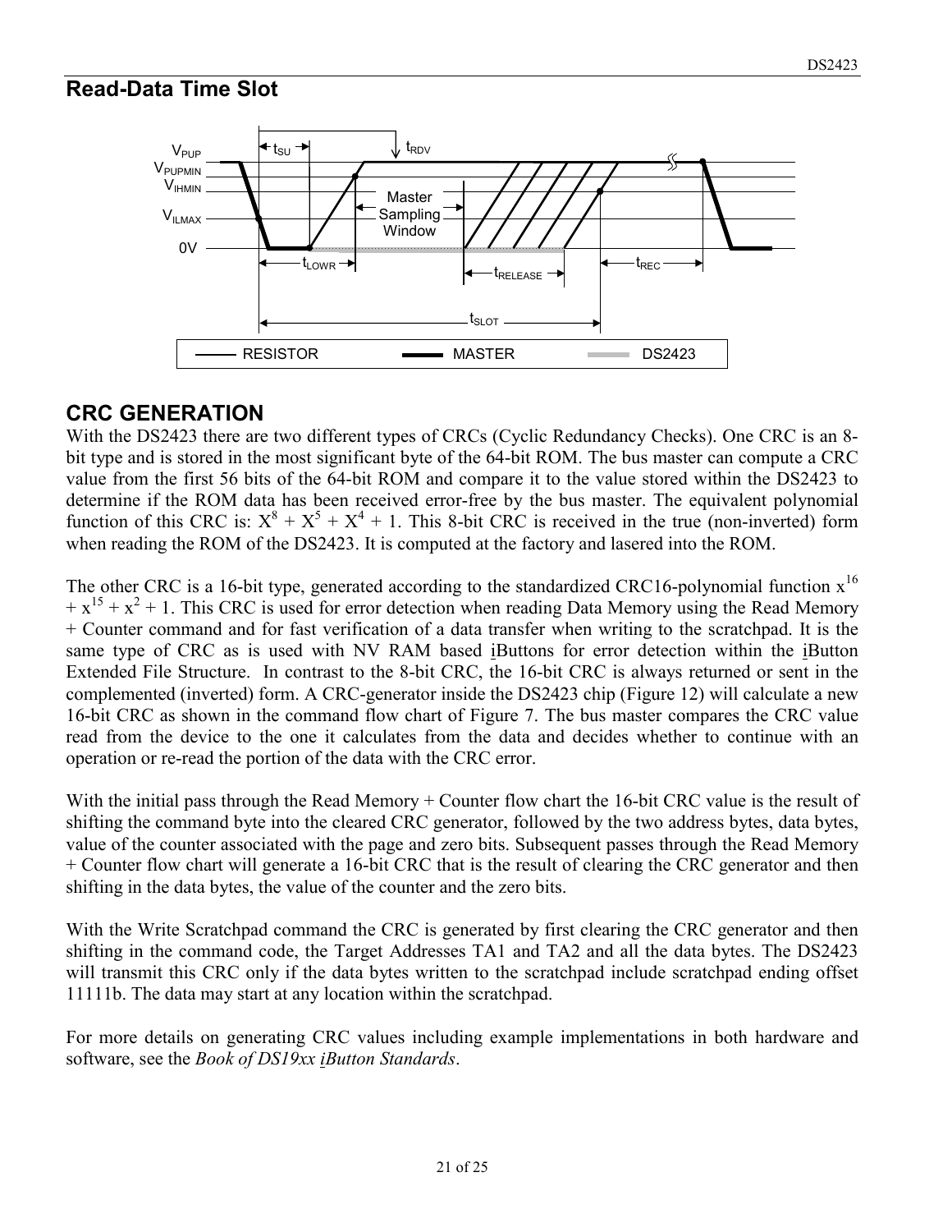## Read-Data Time Slot

## CRC GENERATION

With the DS2423 there are two different types of CRCs (Cyclic Redundancy Checks). One CRC is an 8-bit type and is stored in the most significant byte of the 64-bit ROM. The bus master can compute a CRC value from the first 56 bits of the 64-bit ROM and compare it to the value stored within the DS2423 to determine if the ROM data has been received error-free by the bus master. The equivalent polynomial function of this CRC is: $X^8 + X^5 + X^4 + 1$. This 8-bit CRC is received in the true (non-inverted) form when reading the ROM of the DS2423. It is computed at the factory and lasered into the ROM.

The other CRC is a 16-bit type, generated according to the standardized CRC16-polynomial function $x^{16} + x^{15} + x^2 + 1$. This CRC is used for error detection when reading Data Memory using the Read Memory + Counter command and for fast verification of a data transfer when writing to the scratchpad. It is the same type of CRC as is used with NV RAM based iButtons for error detection within the iButton Extended File Structure. In contrast to the 8-bit CRC, the 16-bit CRC is always returned or sent in the complemented (inverted) form. A CRC-generator inside the DS2423 chip (Figure 12) will calculate a new 16-bit CRC as shown in the command flow chart of Figure 7. The bus master compares the CRC value read from the device to the one it calculates from the data and decides whether to continue with an operation or re-read the portion of the data with the CRC error.

With the initial pass through the Read Memory + Counter flow chart the 16-bit CRC value is the result of shifting the command byte into the cleared CRC generator, followed by the two address bytes, data bytes, value of the counter associated with the page and zero bits. Subsequent passes through the Read Memory + Counter flow chart will generate a 16-bit CRC that is the result of clearing the CRC generator and then shifting in the data bytes, the value of the counter and the zero bits.

With the Write Scratchpad command the CRC is generated by first clearing the CRC generator and then shifting in the command code, the Target Addresses TA1 and TA2 and all the data bytes. The DS2423 will transmit this CRC only if the data bytes written to the scratchpad include scratchpad ending offset 11111b. The data may start at any location within the scratchpad.

For more details on generating CRC values including example implementations in both hardware and software, see the *Book of DS19xx iButton Standards*.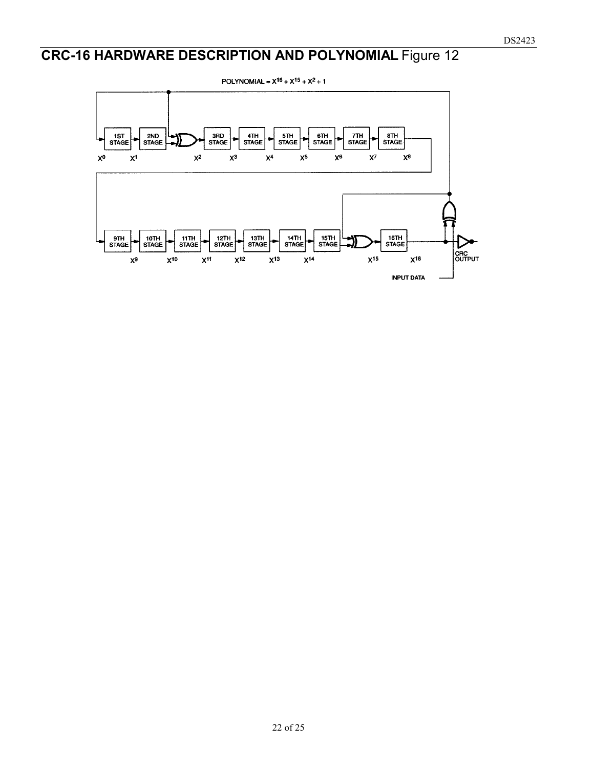# **CRC-16 HARDWARE DESCRIPTION AND POLYNOMIAL** Figure 12

POLYNOMIAL = $X^{16} + X^{15} + X^2 + 1$

1ST STAGE, 2ND STAGE, 3RD STAGE, 4TH STAGE, 5TH STAGE, 6TH STAGE, 7TH STAGE, 8TH STAGE

$X^0$ $X^1$ $X^2$ $X^3$ $X^4$ $X^5$ $X^6$ $X^7$ $X^8$

9TH STAGE, 10TH STAGE, 11TH STAGE, 12TH STAGE, 13TH STAGE, 14TH STAGE, 15TH STAGE, 16TH STAGE

$X^9$ $X^{10}$ $X^{11}$ $X^{12}$ $X^{13}$ $X^{14}$ $X^{15}$ $X^{16}$

CRC OUTPUT

INPUT DATA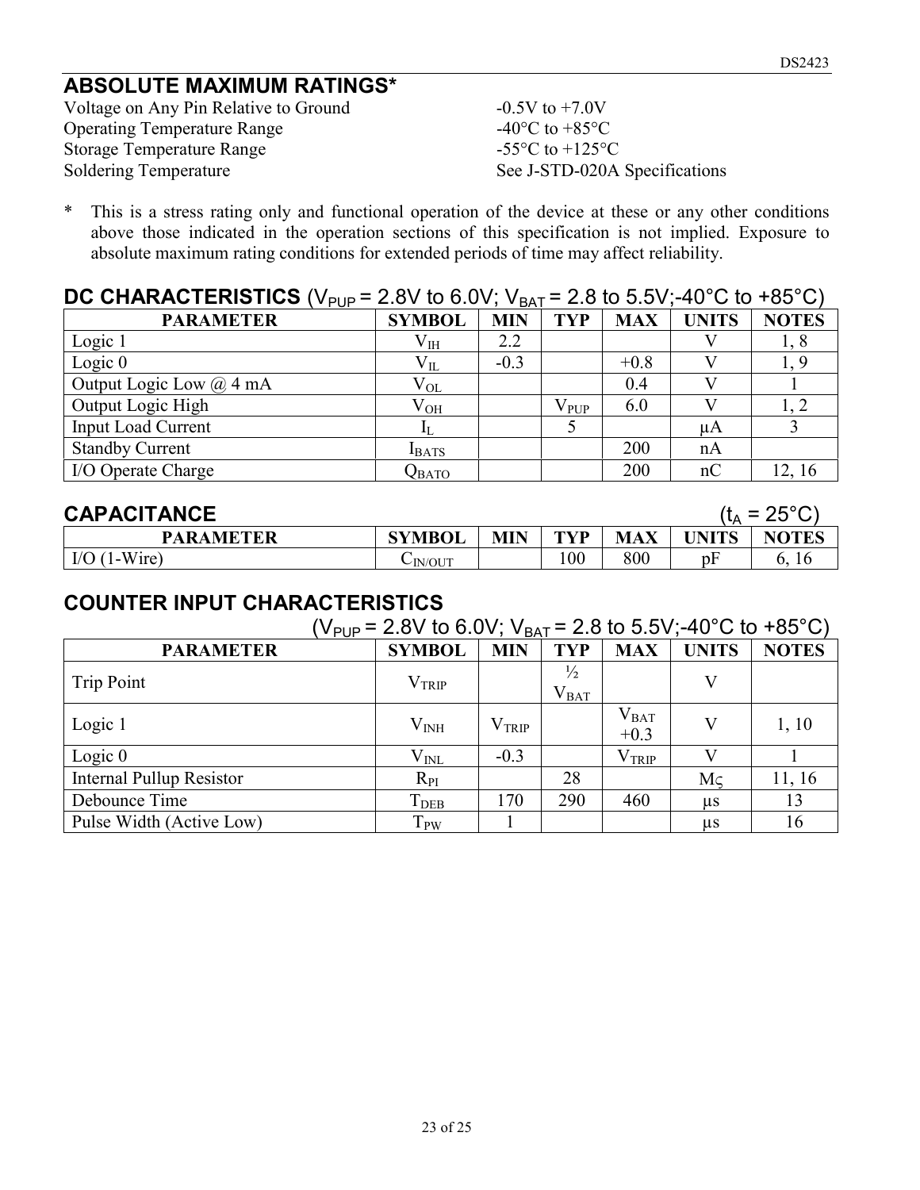## ABSOLUTE MAXIMUM RATINGS*

| | |
|---|---|
| Voltage on Any Pin Relative to Ground | -0.5V to +7.0V |
| Operating Temperature Range | -40°C to +85°C |
| Storage Temperature Range | -55°C to +125°C |
| Soldering Temperature | See J-STD-020A Specifications |

\* This is a stress rating only and functional operation of the device at these or any other conditions above those indicated in the operation sections of this specification is not implied. Exposure to absolute maximum rating conditions for extended periods of time may affect reliability.

## DC CHARACTERISTICS ($V_{PUP}$ = 2.8V to 6.0V; $V_{BAT}$ = 2.8 to 5.5V;-40°C to +85°C)

| PARAMETER | SYMBOL | MIN | TYP | MAX | UNITS | NOTES |
|---|---|---|---|---|---|---|
| Logic 1 | $V_{IH}$ | 2.2 | | | V | 1, 8 |
| Logic 0 | $V_{IL}$ | -0.3 | | +0.8 | V | 1, 9 |
| Output Logic Low @ 4 mA | $V_{OL}$ | | | 0.4 | V | 1 |
| Output Logic High | $V_{OH}$ | | $V_{PUP}$ | 6.0 | V | 1, 2 |
| Input Load Current | $I_L$ | | 5 | | µA | 3 |
| Standby Current | $I_{BATS}$ | | | 200 | nA | |
| I/O Operate Charge | $Q_{BATO}$ | | | 200 | nC | 12, 16 |

## CAPACITANCE ($t_A$ = 25°C)

| PARAMETER | SYMBOL | MIN | TYP | MAX | UNITS | NOTES |
|---|---|---|---|---|---|---|
| I/O (1-Wire) | $C_{IN/OUT}$ | | 100 | 800 | pF | 6, 16 |

## COUNTER INPUT CHARACTERISTICS

($V_{PUP}$ = 2.8V to 6.0V; $V_{BAT}$ = 2.8 to 5.5V;-40°C to +85°C)

| PARAMETER | SYMBOL | MIN | TYP | MAX | UNITS | NOTES |
|---|---|---|---|---|---|---|
| Trip Point | $V_{TRIP}$ | | ½ $V_{BAT}$ | | V | |
| Logic 1 | $V_{INH}$ | $V_{TRIP}$ | | $V_{BAT}$ +0.3 | V | 1, 10 |
| Logic 0 | $V_{INL}$ | -0.3 | | $V_{TRIP}$ | V | 1 |
| Internal Pullup Resistor | $R_{PI}$ | | 28 | | MΩ | 11, 16 |
| Debounce Time | $T_{DEB}$ | 170 | 290 | 460 | µs | 13 |
| Pulse Width (Active Low) | $T_{PW}$ | 1 | | | µs | 16 |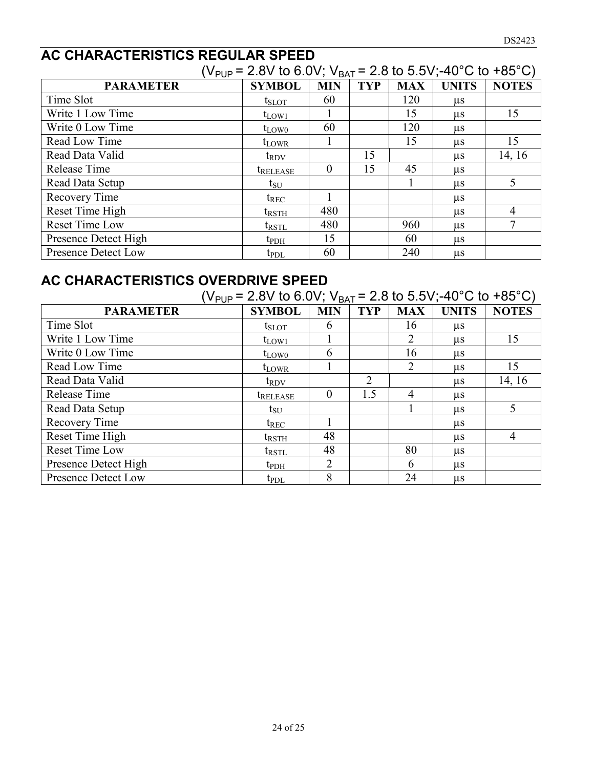## AC CHARACTERISTICS REGULAR SPEED

($V_{PUP}$ = 2.8V to 6.0V; $V_{BAT}$ = 2.8 to 5.5V;-40°C to +85°C)

| PARAMETER | SYMBOL | MIN | TYP | MAX | UNITS | NOTES |
|---|---|---|---|---|---|---|
| Time Slot | $t_{SLOT}$ | 60 | | 120 | µs | |
| Write 1 Low Time | $t_{LOW1}$ | 1 | | 15 | µs | 15 |
| Write 0 Low Time | $t_{LOW0}$ | 60 | | 120 | µs | |
| Read Low Time | $t_{LOWR}$ | 1 | | 15 | µs | 15 |
| Read Data Valid | $t_{RDV}$ | | 15 | | µs | 14, 16 |
| Release Time | $t_{RELEASE}$ | 0 | 15 | 45 | µs | |
| Read Data Setup | $t_{SU}$ | | | 1 | µs | 5 |
| Recovery Time | $t_{REC}$ | 1 | | | µs | |
| Reset Time High | $t_{RSTH}$ | 480 | | | µs | 4 |
| Reset Time Low | $t_{RSTL}$ | 480 | | 960 | µs | 7 |
| Presence Detect High | $t_{PDH}$ | 15 | | 60 | µs | |
| Presence Detect Low | $t_{PDL}$ | 60 | | 240 | µs | |

## AC CHARACTERISTICS OVERDRIVE SPEED

($V_{PUP}$ = 2.8V to 6.0V; $V_{BAT}$ = 2.8 to 5.5V;-40°C to +85°C)

| PARAMETER | SYMBOL | MIN | TYP | MAX | UNITS | NOTES |
|---|---|---|---|---|---|---|
| Time Slot | $t_{SLOT}$ | 6 | | 16 | µs | |
| Write 1 Low Time | $t_{LOW1}$ | 1 | | 2 | µs | 15 |
| Write 0 Low Time | $t_{LOW0}$ | 6 | | 16 | µs | |
| Read Low Time | $t_{LOWR}$ | 1 | | 2 | µs | 15 |
| Read Data Valid | $t_{RDV}$ | | 2 | | µs | 14, 16 |
| Release Time | $t_{RELEASE}$ | 0 | 1.5 | 4 | µs | |
| Read Data Setup | $t_{SU}$ | | | 1 | µs | 5 |
| Recovery Time | $t_{REC}$ | 1 | | | µs | |
| Reset Time High | $t_{RSTH}$ | 48 | | | µs | 4 |
| Reset Time Low | $t_{RSTL}$ | 48 | | 80 | µs | |
| Presence Detect High | $t_{PDH}$ | 2 | | 6 | µs | |
| Presence Detect Low | $t_{PDL}$ | 8 | | 24 | µs | |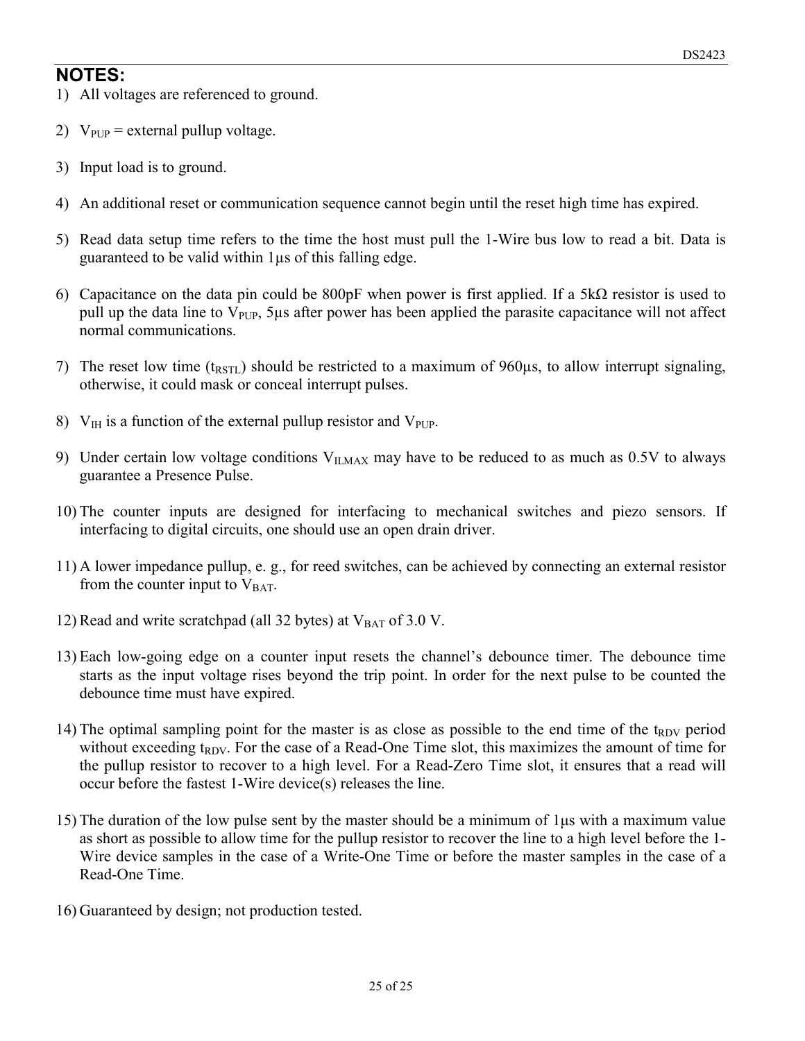## NOTES:

1) All voltages are referenced to ground.

2) $V_{PUP}$ = external pullup voltage.

3) Input load is to ground.

4) An additional reset or communication sequence cannot begin until the reset high time has expired.

5) Read data setup time refers to the time the host must pull the 1-Wire bus low to read a bit. Data is guaranteed to be valid within 1µs of this falling edge.

6) Capacitance on the data pin could be 800pF when power is first applied. If a 5kΩ resistor is used to pull up the data line to $V_{PUP}$, 5µs after power has been applied the parasite capacitance will not affect normal communications.

7) The reset low time ($t_{RSTL}$) should be restricted to a maximum of 960µs, to allow interrupt signaling, otherwise, it could mask or conceal interrupt pulses.

8) $V_{IH}$ is a function of the external pullup resistor and $V_{PUP}$.

9) Under certain low voltage conditions $V_{ILMAX}$ may have to be reduced to as much as 0.5V to always guarantee a Presence Pulse.

10) The counter inputs are designed for interfacing to mechanical switches and piezo sensors. If interfacing to digital circuits, one should use an open drain driver.

11) A lower impedance pullup, e. g., for reed switches, can be achieved by connecting an external resistor from the counter input to $V_{BAT}$.

12) Read and write scratchpad (all 32 bytes) at $V_{BAT}$ of 3.0 V.

13) Each low-going edge on a counter input resets the channel's debounce timer. The debounce time starts as the input voltage rises beyond the trip point. In order for the next pulse to be counted the debounce time must have expired.

14) The optimal sampling point for the master is as close as possible to the end time of the $t_{RDV}$ period without exceeding $t_{RDV}$. For the case of a Read-One Time slot, this maximizes the amount of time for the pullup resistor to recover to a high level. For a Read-Zero Time slot, it ensures that a read will occur before the fastest 1-Wire device(s) releases the line.

15) The duration of the low pulse sent by the master should be a minimum of 1µs with a maximum value as short as possible to allow time for the pullup resistor to recover the line to a high level before the 1-Wire device samples in the case of a Write-One Time or before the master samples in the case of a Read-One Time.

16) Guaranteed by design; not production tested.